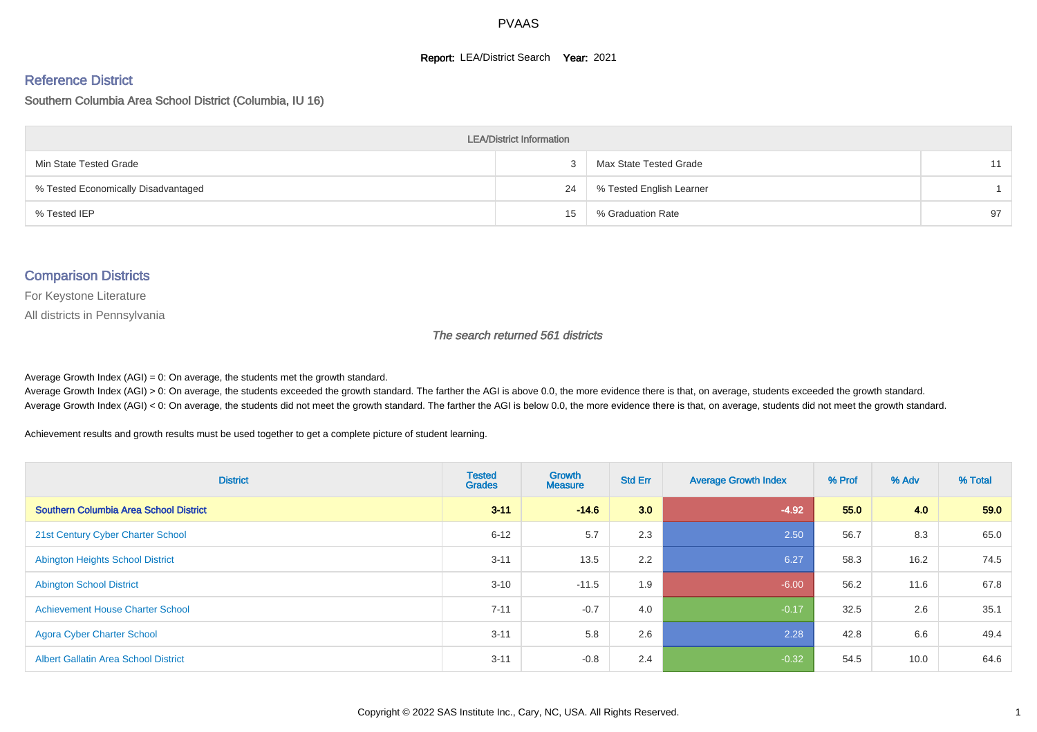# PVAAS

**Report:** LEA/District Search **Year:** 2021

## Reference District

Southern Columbia Area School District (Columbia, IU 16)

| LEA/District Information | | | |
|---|---|---|---|
| Min State Tested Grade | 3 | Max State Tested Grade | 11 |
| % Tested Economically Disadvantaged | 24 | % Tested English Learner | 1 |
| % Tested IEP | 15 | % Graduation Rate | 97 |

## Comparison Districts

For Keystone Literature

All districts in Pennsylvania

*The search returned 561 districts*

Average Growth Index (AGI) = 0: On average, the students met the growth standard.

Average Growth Index (AGI) > 0: On average, the students exceeded the growth standard. The farther the AGI is above 0.0, the more evidence there is that, on average, students exceeded the growth standard.

Average Growth Index (AGI) < 0: On average, the students did not meet the growth standard. The farther the AGI is below 0.0, the more evidence there is that, on average, students did not meet the growth standard.

Achievement results and growth results must be used together to get a complete picture of student learning.

| District | Tested Grades | Growth Measure | Std Err | Average Growth Index | % Prof | % Adv | % Total |
|---|---|---|---|---|---|---|---|
| **Southern Columbia Area School District** | **3-11** | **-14.6** | **3.0** | **-4.92** | **55.0** | **4.0** | **59.0** |
| 21st Century Cyber Charter School | 6-12 | 5.7 | 2.3 | 2.50 | 56.7 | 8.3 | 65.0 |
| Abington Heights School District | 3-11 | 13.5 | 2.2 | 6.27 | 58.3 | 16.2 | 74.5 |
| Abington School District | 3-10 | -11.5 | 1.9 | -6.00 | 56.2 | 11.6 | 67.8 |
| Achievement House Charter School | 7-11 | -0.7 | 4.0 | -0.17 | 32.5 | 2.6 | 35.1 |
| Agora Cyber Charter School | 3-11 | 5.8 | 2.6 | 2.28 | 42.8 | 6.6 | 49.4 |
| Albert Gallatin Area School District | 3-11 | -0.8 | 2.4 | -0.32 | 54.5 | 10.0 | 64.6 |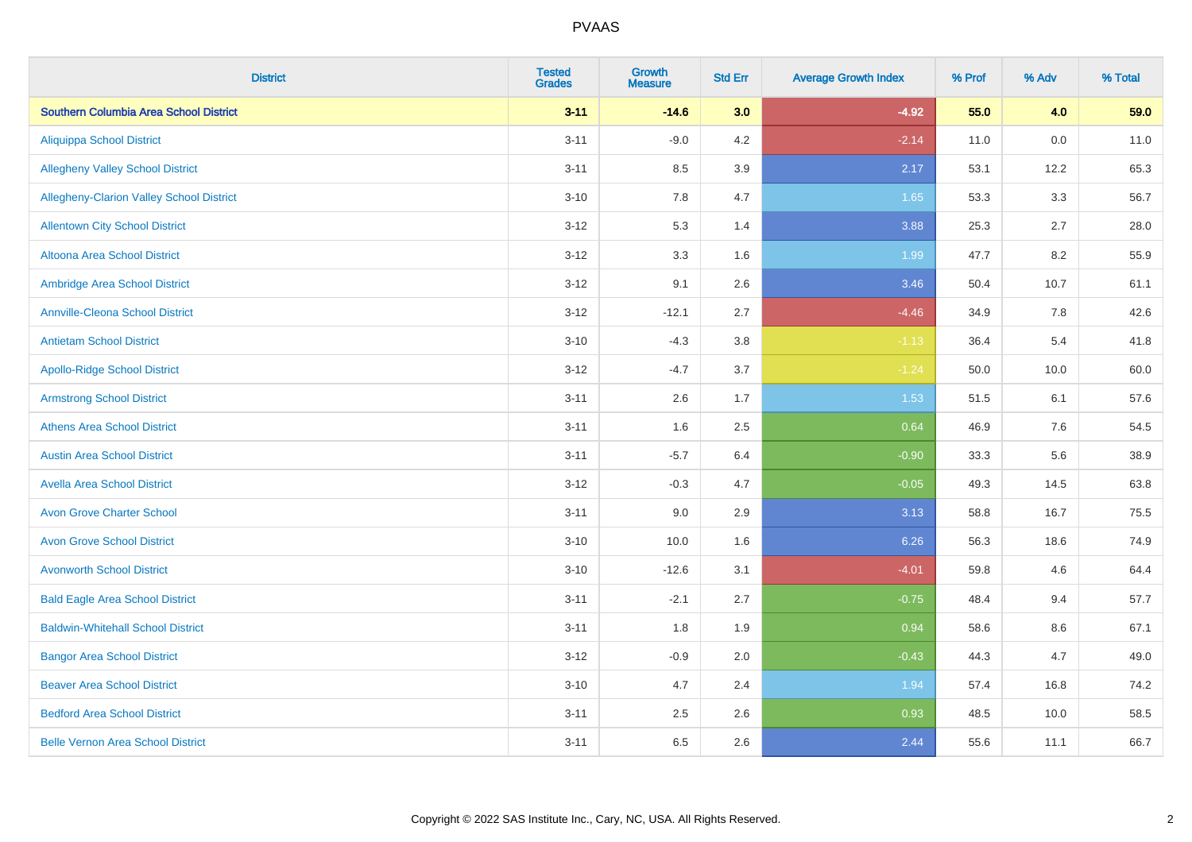PVAAS

| District | Tested Grades | Growth Measure | Std Err | Average Growth Index | % Prof | % Adv | % Total |
|---|---|---|---|---|---|---|---|
| **Southern Columbia Area School District** | **3-11** | **-14.6** | **3.0** | **-4.92** | **55.0** | **4.0** | **59.0** |
| Aliquippa School District | 3-11 | -9.0 | 4.2 | -2.14 | 11.0 | 0.0 | 11.0 |
| Allegheny Valley School District | 3-11 | 8.5 | 3.9 | 2.17 | 53.1 | 12.2 | 65.3 |
| Allegheny-Clarion Valley School District | 3-10 | 7.8 | 4.7 | 1.65 | 53.3 | 3.3 | 56.7 |
| Allentown City School District | 3-12 | 5.3 | 1.4 | 3.88 | 25.3 | 2.7 | 28.0 |
| Altoona Area School District | 3-12 | 3.3 | 1.6 | 1.99 | 47.7 | 8.2 | 55.9 |
| Ambridge Area School District | 3-12 | 9.1 | 2.6 | 3.46 | 50.4 | 10.7 | 61.1 |
| Annville-Cleona School District | 3-12 | -12.1 | 2.7 | -4.46 | 34.9 | 7.8 | 42.6 |
| Antietam School District | 3-10 | -4.3 | 3.8 | -1.13 | 36.4 | 5.4 | 41.8 |
| Apollo-Ridge School District | 3-12 | -4.7 | 3.7 | -1.24 | 50.0 | 10.0 | 60.0 |
| Armstrong School District | 3-11 | 2.6 | 1.7 | 1.53 | 51.5 | 6.1 | 57.6 |
| Athens Area School District | 3-11 | 1.6 | 2.5 | 0.64 | 46.9 | 7.6 | 54.5 |
| Austin Area School District | 3-11 | -5.7 | 6.4 | -0.90 | 33.3 | 5.6 | 38.9 |
| Avella Area School District | 3-12 | -0.3 | 4.7 | -0.05 | 49.3 | 14.5 | 63.8 |
| Avon Grove Charter School | 3-11 | 9.0 | 2.9 | 3.13 | 58.8 | 16.7 | 75.5 |
| Avon Grove School District | 3-10 | 10.0 | 1.6 | 6.26 | 56.3 | 18.6 | 74.9 |
| Avonworth School District | 3-10 | -12.6 | 3.1 | -4.01 | 59.8 | 4.6 | 64.4 |
| Bald Eagle Area School District | 3-11 | -2.1 | 2.7 | -0.75 | 48.4 | 9.4 | 57.7 |
| Baldwin-Whitehall School District | 3-11 | 1.8 | 1.9 | 0.94 | 58.6 | 8.6 | 67.1 |
| Bangor Area School District | 3-12 | -0.9 | 2.0 | -0.43 | 44.3 | 4.7 | 49.0 |
| Beaver Area School District | 3-10 | 4.7 | 2.4 | 1.94 | 57.4 | 16.8 | 74.2 |
| Bedford Area School District | 3-11 | 2.5 | 2.6 | 0.93 | 48.5 | 10.0 | 58.5 |
| Belle Vernon Area School District | 3-11 | 6.5 | 2.6 | 2.44 | 55.6 | 11.1 | 66.7 |

Copyright © 2022 SAS Institute Inc., Cary, NC, USA. All Rights Reserved.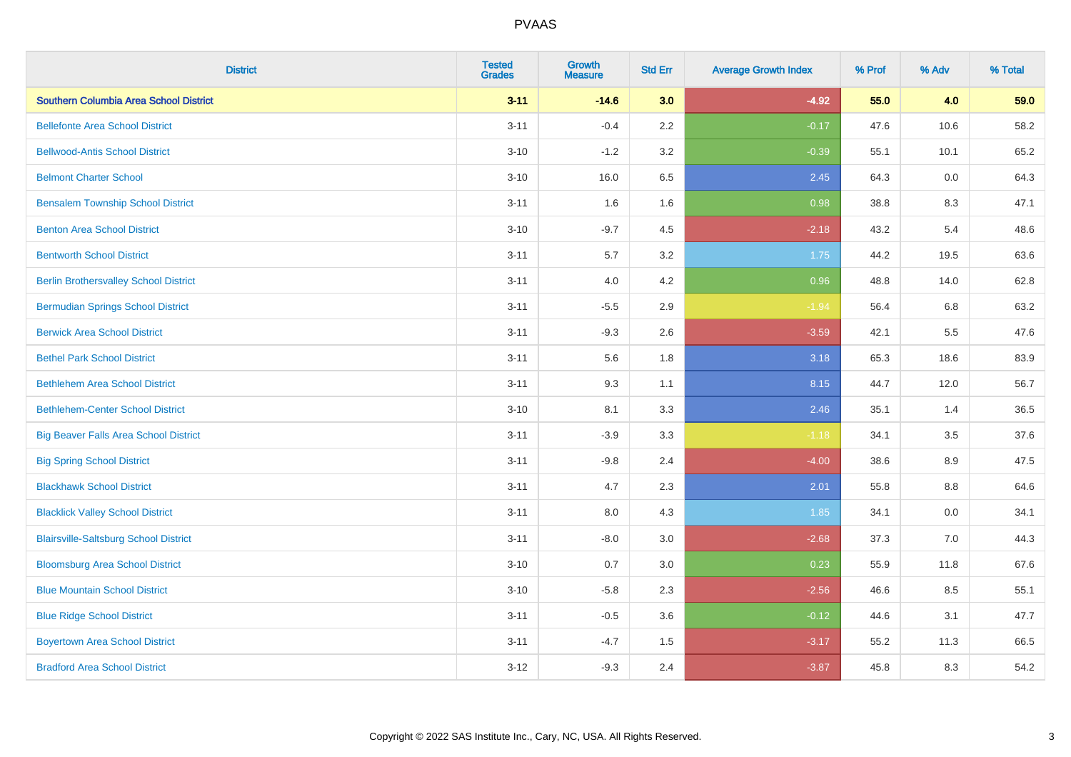# PVAAS

| District | Tested Grades | Growth Measure | Std Err | Average Growth Index | % Prof | % Adv | % Total |
|---|---|---|---|---|---|---|---|
| **Southern Columbia Area School District** | **3-11** | **-14.6** | **3.0** | **-4.92** | **55.0** | **4.0** | **59.0** |
| Bellefonte Area School District | 3-11 | -0.4 | 2.2 | -0.17 | 47.6 | 10.6 | 58.2 |
| Bellwood-Antis School District | 3-10 | -1.2 | 3.2 | -0.39 | 55.1 | 10.1 | 65.2 |
| Belmont Charter School | 3-10 | 16.0 | 6.5 | 2.45 | 64.3 | 0.0 | 64.3 |
| Bensalem Township School District | 3-11 | 1.6 | 1.6 | 0.98 | 38.8 | 8.3 | 47.1 |
| Benton Area School District | 3-10 | -9.7 | 4.5 | -2.18 | 43.2 | 5.4 | 48.6 |
| Bentworth School District | 3-11 | 5.7 | 3.2 | 1.75 | 44.2 | 19.5 | 63.6 |
| Berlin Brothersvalley School District | 3-11 | 4.0 | 4.2 | 0.96 | 48.8 | 14.0 | 62.8 |
| Bermudian Springs School District | 3-11 | -5.5 | 2.9 | -1.94 | 56.4 | 6.8 | 63.2 |
| Berwick Area School District | 3-11 | -9.3 | 2.6 | -3.59 | 42.1 | 5.5 | 47.6 |
| Bethel Park School District | 3-11 | 5.6 | 1.8 | 3.18 | 65.3 | 18.6 | 83.9 |
| Bethlehem Area School District | 3-11 | 9.3 | 1.1 | 8.15 | 44.7 | 12.0 | 56.7 |
| Bethlehem-Center School District | 3-10 | 8.1 | 3.3 | 2.46 | 35.1 | 1.4 | 36.5 |
| Big Beaver Falls Area School District | 3-11 | -3.9 | 3.3 | -1.18 | 34.1 | 3.5 | 37.6 |
| Big Spring School District | 3-11 | -9.8 | 2.4 | -4.00 | 38.6 | 8.9 | 47.5 |
| Blackhawk School District | 3-11 | 4.7 | 2.3 | 2.01 | 55.8 | 8.8 | 64.6 |
| Blacklick Valley School District | 3-11 | 8.0 | 4.3 | 1.85 | 34.1 | 0.0 | 34.1 |
| Blairsville-Saltsburg School District | 3-11 | -8.0 | 3.0 | -2.68 | 37.3 | 7.0 | 44.3 |
| Bloomsburg Area School District | 3-10 | 0.7 | 3.0 | 0.23 | 55.9 | 11.8 | 67.6 |
| Blue Mountain School District | 3-10 | -5.8 | 2.3 | -2.56 | 46.6 | 8.5 | 55.1 |
| Blue Ridge School District | 3-11 | -0.5 | 3.6 | -0.12 | 44.6 | 3.1 | 47.7 |
| Boyertown Area School District | 3-11 | -4.7 | 1.5 | -3.17 | 55.2 | 11.3 | 66.5 |
| Bradford Area School District | 3-12 | -9.3 | 2.4 | -3.87 | 45.8 | 8.3 | 54.2 |

Copyright © 2022 SAS Institute Inc., Cary, NC, USA. All Rights Reserved.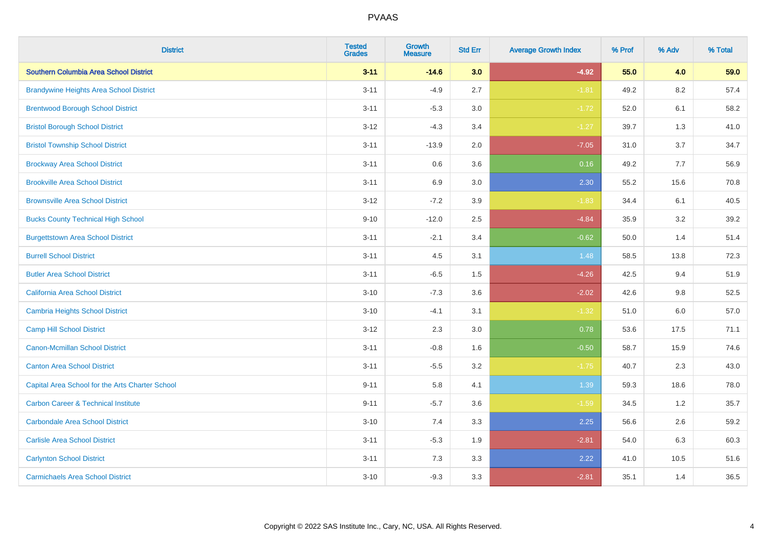# PVAAS

| District | Tested Grades | Growth Measure | Std Err | Average Growth Index | % Prof | % Adv | % Total |
|---|---|---|---|---|---|---|---|
| **Southern Columbia Area School District** | **3-11** | **-14.6** | **3.0** | **-4.92** | **55.0** | **4.0** | **59.0** |
| Brandywine Heights Area School District | 3-11 | -4.9 | 2.7 | -1.81 | 49.2 | 8.2 | 57.4 |
| Brentwood Borough School District | 3-11 | -5.3 | 3.0 | -1.72 | 52.0 | 6.1 | 58.2 |
| Bristol Borough School District | 3-12 | -4.3 | 3.4 | -1.27 | 39.7 | 1.3 | 41.0 |
| Bristol Township School District | 3-11 | -13.9 | 2.0 | -7.05 | 31.0 | 3.7 | 34.7 |
| Brockway Area School District | 3-11 | 0.6 | 3.6 | 0.16 | 49.2 | 7.7 | 56.9 |
| Brookville Area School District | 3-11 | 6.9 | 3.0 | 2.30 | 55.2 | 15.6 | 70.8 |
| Brownsville Area School District | 3-12 | -7.2 | 3.9 | -1.83 | 34.4 | 6.1 | 40.5 |
| Bucks County Technical High School | 9-10 | -12.0 | 2.5 | -4.84 | 35.9 | 3.2 | 39.2 |
| Burgettstown Area School District | 3-11 | -2.1 | 3.4 | -0.62 | 50.0 | 1.4 | 51.4 |
| Burrell School District | 3-11 | 4.5 | 3.1 | 1.48 | 58.5 | 13.8 | 72.3 |
| Butler Area School District | 3-11 | -6.5 | 1.5 | -4.26 | 42.5 | 9.4 | 51.9 |
| California Area School District | 3-10 | -7.3 | 3.6 | -2.02 | 42.6 | 9.8 | 52.5 |
| Cambria Heights School District | 3-10 | -4.1 | 3.1 | -1.32 | 51.0 | 6.0 | 57.0 |
| Camp Hill School District | 3-12 | 2.3 | 3.0 | 0.78 | 53.6 | 17.5 | 71.1 |
| Canon-Mcmillan School District | 3-11 | -0.8 | 1.6 | -0.50 | 58.7 | 15.9 | 74.6 |
| Canton Area School District | 3-11 | -5.5 | 3.2 | -1.75 | 40.7 | 2.3 | 43.0 |
| Capital Area School for the Arts Charter School | 9-11 | 5.8 | 4.1 | 1.39 | 59.3 | 18.6 | 78.0 |
| Carbon Career & Technical Institute | 9-11 | -5.7 | 3.6 | -1.59 | 34.5 | 1.2 | 35.7 |
| Carbondale Area School District | 3-10 | 7.4 | 3.3 | 2.25 | 56.6 | 2.6 | 59.2 |
| Carlisle Area School District | 3-11 | -5.3 | 1.9 | -2.81 | 54.0 | 6.3 | 60.3 |
| Carlynton School District | 3-11 | 7.3 | 3.3 | 2.22 | 41.0 | 10.5 | 51.6 |
| Carmichaels Area School District | 3-10 | -9.3 | 3.3 | -2.81 | 35.1 | 1.4 | 36.5 |

Copyright © 2022 SAS Institute Inc., Cary, NC, USA. All Rights Reserved.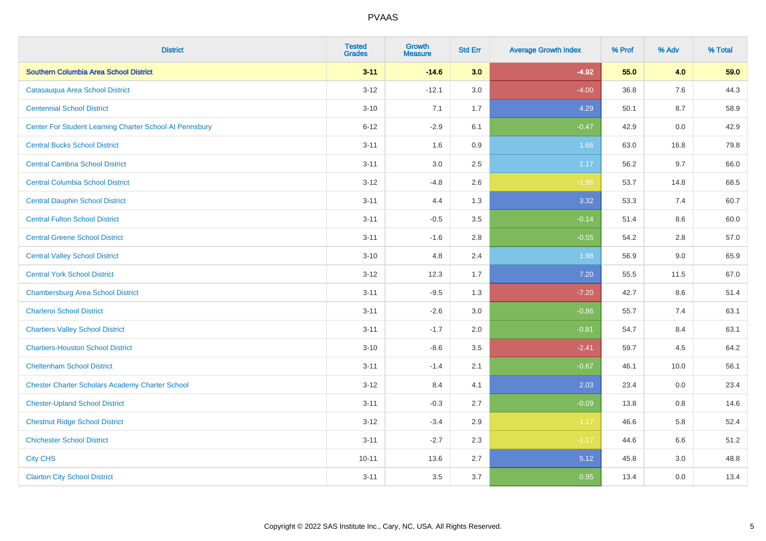| District | Tested Grades | Growth Measure | Std Err | Average Growth Index | % Prof | % Adv | % Total |
|---|---|---|---|---|---|---|---|
| **Southern Columbia Area School District** | **3-11** | **-14.6** | **3.0** | **-4.92** | **55.0** | **4.0** | **59.0** |
| Catasauqua Area School District | 3-12 | -12.1 | 3.0 | -4.00 | 36.8 | 7.6 | 44.3 |
| Centennial School District | 3-10 | 7.1 | 1.7 | 4.29 | 50.1 | 8.7 | 58.9 |
| Center For Student Learning Charter School At Pennsbury | 6-12 | -2.9 | 6.1 | -0.47 | 42.9 | 0.0 | 42.9 |
| Central Bucks School District | 3-11 | 1.6 | 0.9 | 1.66 | 63.0 | 16.8 | 79.8 |
| Central Cambria School District | 3-11 | 3.0 | 2.5 | 1.17 | 56.2 | 9.7 | 66.0 |
| Central Columbia School District | 3-12 | -4.8 | 2.6 | -1.86 | 53.7 | 14.8 | 68.5 |
| Central Dauphin School District | 3-11 | 4.4 | 1.3 | 3.32 | 53.3 | 7.4 | 60.7 |
| Central Fulton School District | 3-11 | -0.5 | 3.5 | -0.14 | 51.4 | 8.6 | 60.0 |
| Central Greene School District | 3-11 | -1.6 | 2.8 | -0.55 | 54.2 | 2.8 | 57.0 |
| Central Valley School District | 3-10 | 4.8 | 2.4 | 1.98 | 56.9 | 9.0 | 65.9 |
| Central York School District | 3-12 | 12.3 | 1.7 | 7.20 | 55.5 | 11.5 | 67.0 |
| Chambersburg Area School District | 3-11 | -9.5 | 1.3 | -7.20 | 42.7 | 8.6 | 51.4 |
| Charleroi School District | 3-11 | -2.6 | 3.0 | -0.86 | 55.7 | 7.4 | 63.1 |
| Chartiers Valley School District | 3-11 | -1.7 | 2.0 | -0.81 | 54.7 | 8.4 | 63.1 |
| Chartiers-Houston School District | 3-10 | -8.6 | 3.5 | -2.41 | 59.7 | 4.5 | 64.2 |
| Cheltenham School District | 3-11 | -1.4 | 2.1 | -0.67 | 46.1 | 10.0 | 56.1 |
| Chester Charter Scholars Academy Charter School | 3-12 | 8.4 | 4.1 | 2.03 | 23.4 | 0.0 | 23.4 |
| Chester-Upland School District | 3-11 | -0.3 | 2.7 | -0.09 | 13.8 | 0.8 | 14.6 |
| Chestnut Ridge School District | 3-12 | -3.4 | 2.9 | -1.17 | 46.6 | 5.8 | 52.4 |
| Chichester School District | 3-11 | -2.7 | 2.3 | -1.17 | 44.6 | 6.6 | 51.2 |
| City CHS | 10-11 | 13.6 | 2.7 | 5.12 | 45.8 | 3.0 | 48.8 |
| Clairton City School District | 3-11 | 3.5 | 3.7 | 0.95 | 13.4 | 0.0 | 13.4 |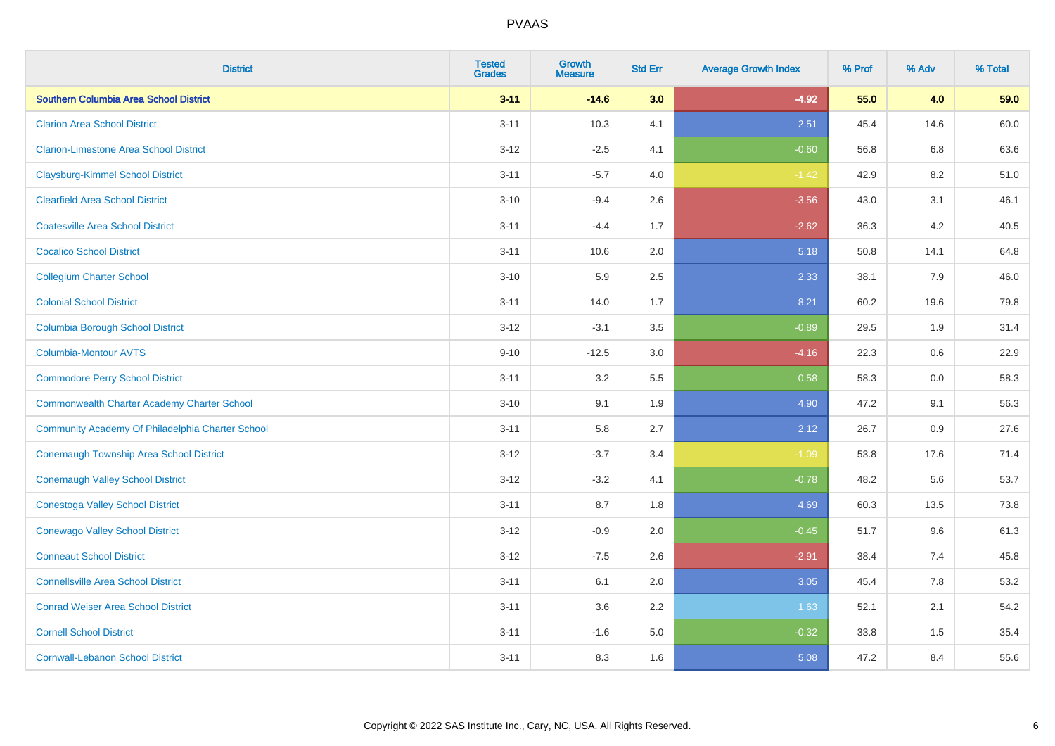| District | Tested Grades | Growth Measure | Std Err | Average Growth Index | % Prof | % Adv | % Total |
|---|---|---|---|---|---|---|---|
| **Southern Columbia Area School District** | **3-11** | **-14.6** | **3.0** | **-4.92** | **55.0** | **4.0** | **59.0** |
| Clarion Area School District | 3-11 | 10.3 | 4.1 | 2.51 | 45.4 | 14.6 | 60.0 |
| Clarion-Limestone Area School District | 3-12 | -2.5 | 4.1 | -0.60 | 56.8 | 6.8 | 63.6 |
| Claysburg-Kimmel School District | 3-11 | -5.7 | 4.0 | -1.42 | 42.9 | 8.2 | 51.0 |
| Clearfield Area School District | 3-10 | -9.4 | 2.6 | -3.56 | 43.0 | 3.1 | 46.1 |
| Coatesville Area School District | 3-11 | -4.4 | 1.7 | -2.62 | 36.3 | 4.2 | 40.5 |
| Cocalico School District | 3-11 | 10.6 | 2.0 | 5.18 | 50.8 | 14.1 | 64.8 |
| Collegium Charter School | 3-10 | 5.9 | 2.5 | 2.33 | 38.1 | 7.9 | 46.0 |
| Colonial School District | 3-11 | 14.0 | 1.7 | 8.21 | 60.2 | 19.6 | 79.8 |
| Columbia Borough School District | 3-12 | -3.1 | 3.5 | -0.89 | 29.5 | 1.9 | 31.4 |
| Columbia-Montour AVTS | 9-10 | -12.5 | 3.0 | -4.16 | 22.3 | 0.6 | 22.9 |
| Commodore Perry School District | 3-11 | 3.2 | 5.5 | 0.58 | 58.3 | 0.0 | 58.3 |
| Commonwealth Charter Academy Charter School | 3-10 | 9.1 | 1.9 | 4.90 | 47.2 | 9.1 | 56.3 |
| Community Academy Of Philadelphia Charter School | 3-11 | 5.8 | 2.7 | 2.12 | 26.7 | 0.9 | 27.6 |
| Conemaugh Township Area School District | 3-12 | -3.7 | 3.4 | -1.09 | 53.8 | 17.6 | 71.4 |
| Conemaugh Valley School District | 3-12 | -3.2 | 4.1 | -0.78 | 48.2 | 5.6 | 53.7 |
| Conestoga Valley School District | 3-11 | 8.7 | 1.8 | 4.69 | 60.3 | 13.5 | 73.8 |
| Conewago Valley School District | 3-12 | -0.9 | 2.0 | -0.45 | 51.7 | 9.6 | 61.3 |
| Conneaut School District | 3-12 | -7.5 | 2.6 | -2.91 | 38.4 | 7.4 | 45.8 |
| Connellsville Area School District | 3-11 | 6.1 | 2.0 | 3.05 | 45.4 | 7.8 | 53.2 |
| Conrad Weiser Area School District | 3-11 | 3.6 | 2.2 | 1.63 | 52.1 | 2.1 | 54.2 |
| Cornell School District | 3-11 | -1.6 | 5.0 | -0.32 | 33.8 | 1.5 | 35.4 |
| Cornwall-Lebanon School District | 3-11 | 8.3 | 1.6 | 5.08 | 47.2 | 8.4 | 55.6 |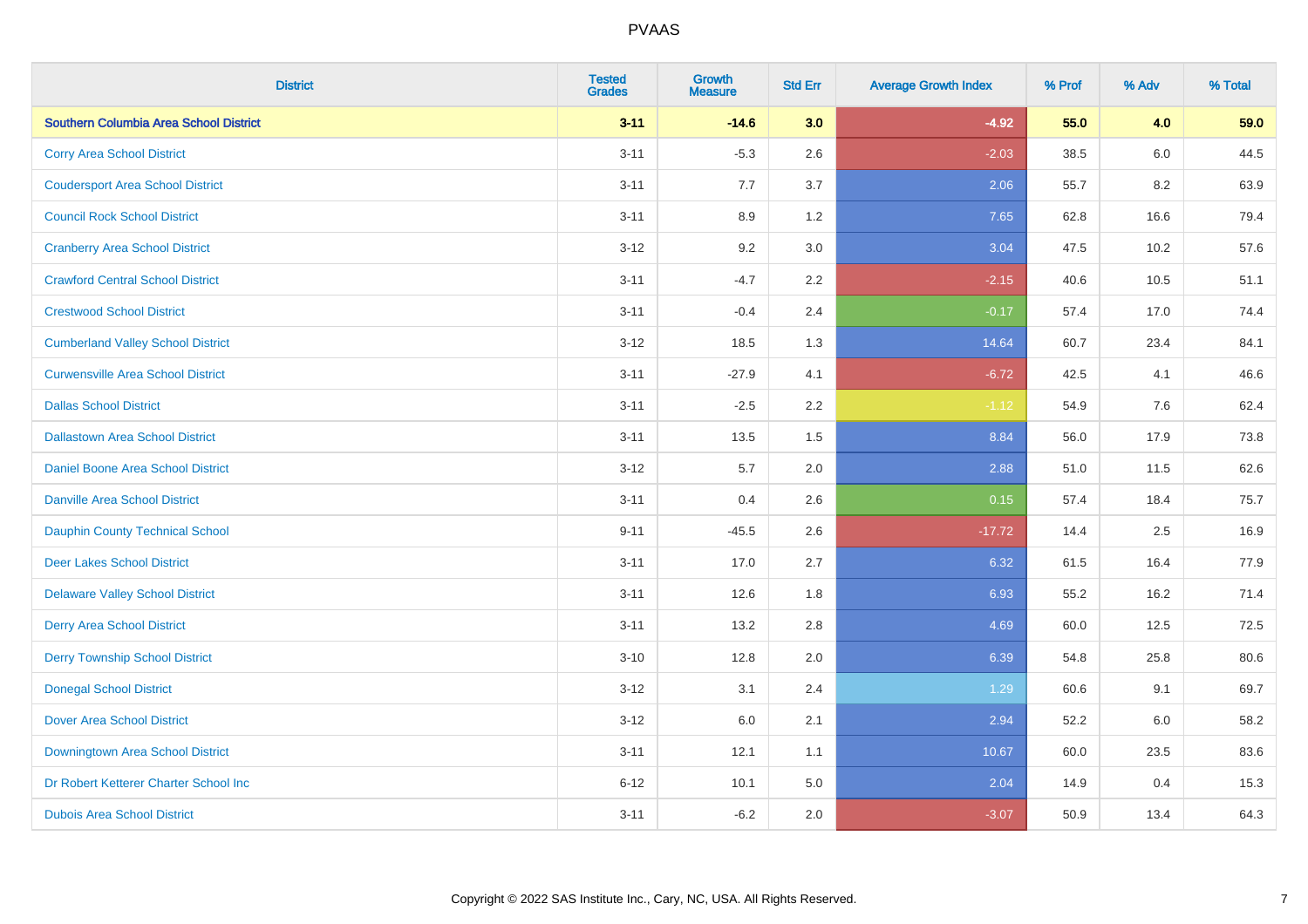| District | Tested Grades | Growth Measure | Std Err | Average Growth Index | % Prof | % Adv | % Total |
|---|---|---|---|---|---|---|---|
| **Southern Columbia Area School District** | **3-11** | **-14.6** | **3.0** | **-4.92** | **55.0** | **4.0** | **59.0** |
| Corry Area School District | 3-11 | -5.3 | 2.6 | -2.03 | 38.5 | 6.0 | 44.5 |
| Coudersport Area School District | 3-11 | 7.7 | 3.7 | 2.06 | 55.7 | 8.2 | 63.9 |
| Council Rock School District | 3-11 | 8.9 | 1.2 | 7.65 | 62.8 | 16.6 | 79.4 |
| Cranberry Area School District | 3-12 | 9.2 | 3.0 | 3.04 | 47.5 | 10.2 | 57.6 |
| Crawford Central School District | 3-11 | -4.7 | 2.2 | -2.15 | 40.6 | 10.5 | 51.1 |
| Crestwood School District | 3-11 | -0.4 | 2.4 | -0.17 | 57.4 | 17.0 | 74.4 |
| Cumberland Valley School District | 3-12 | 18.5 | 1.3 | 14.64 | 60.7 | 23.4 | 84.1 |
| Curwensville Area School District | 3-11 | -27.9 | 4.1 | -6.72 | 42.5 | 4.1 | 46.6 |
| Dallas School District | 3-11 | -2.5 | 2.2 | -1.12 | 54.9 | 7.6 | 62.4 |
| Dallastown Area School District | 3-11 | 13.5 | 1.5 | 8.84 | 56.0 | 17.9 | 73.8 |
| Daniel Boone Area School District | 3-12 | 5.7 | 2.0 | 2.88 | 51.0 | 11.5 | 62.6 |
| Danville Area School District | 3-11 | 0.4 | 2.6 | 0.15 | 57.4 | 18.4 | 75.7 |
| Dauphin County Technical School | 9-11 | -45.5 | 2.6 | -17.72 | 14.4 | 2.5 | 16.9 |
| Deer Lakes School District | 3-11 | 17.0 | 2.7 | 6.32 | 61.5 | 16.4 | 77.9 |
| Delaware Valley School District | 3-11 | 12.6 | 1.8 | 6.93 | 55.2 | 16.2 | 71.4 |
| Derry Area School District | 3-11 | 13.2 | 2.8 | 4.69 | 60.0 | 12.5 | 72.5 |
| Derry Township School District | 3-10 | 12.8 | 2.0 | 6.39 | 54.8 | 25.8 | 80.6 |
| Donegal School District | 3-12 | 3.1 | 2.4 | 1.29 | 60.6 | 9.1 | 69.7 |
| Dover Area School District | 3-12 | 6.0 | 2.1 | 2.94 | 52.2 | 6.0 | 58.2 |
| Downingtown Area School District | 3-11 | 12.1 | 1.1 | 10.67 | 60.0 | 23.5 | 83.6 |
| Dr Robert Ketterer Charter School Inc | 6-12 | 10.1 | 5.0 | 2.04 | 14.9 | 0.4 | 15.3 |
| Dubois Area School District | 3-11 | -6.2 | 2.0 | -3.07 | 50.9 | 13.4 | 64.3 |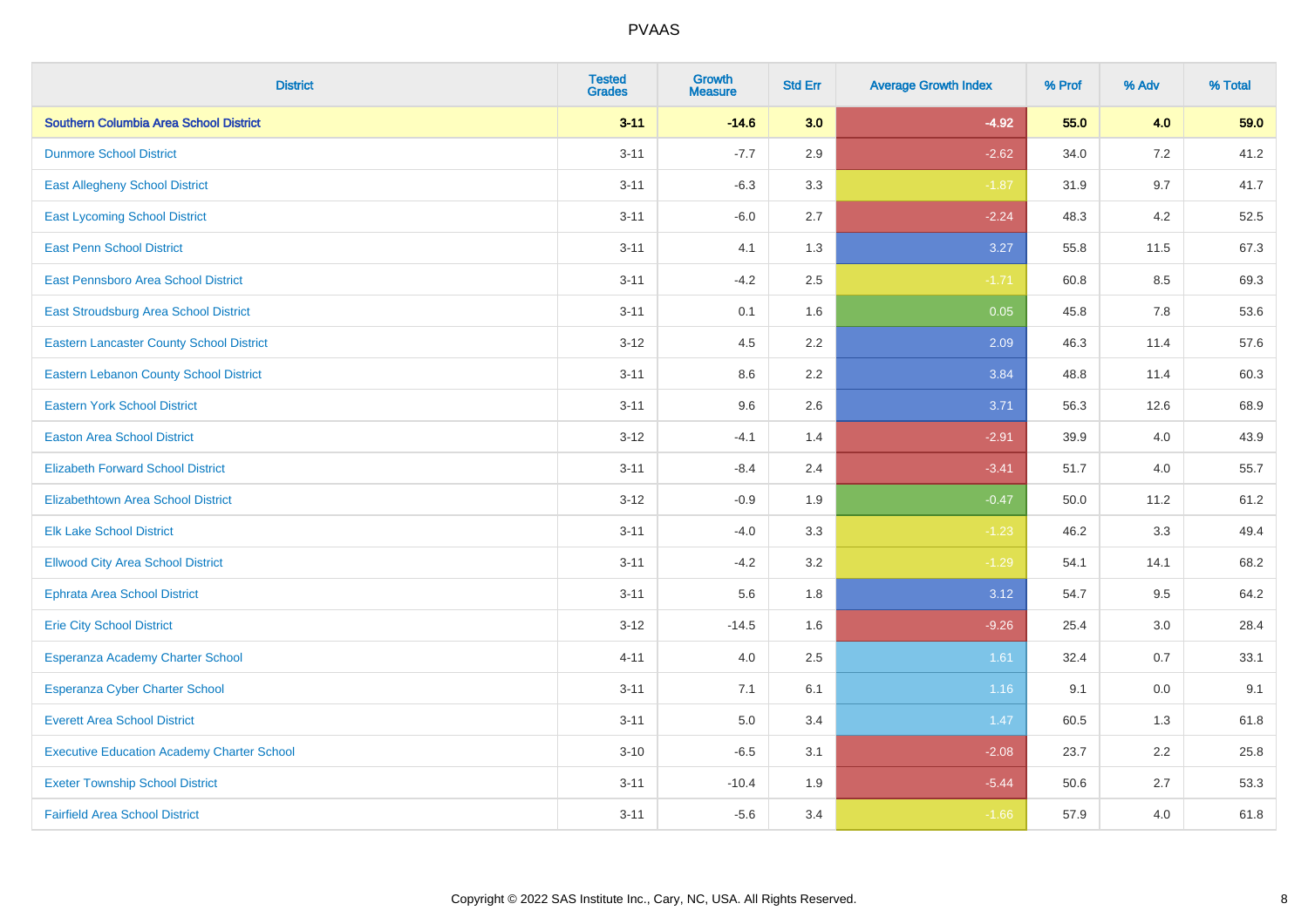| District | Tested Grades | Growth Measure | Std Err | Average Growth Index | % Prof | % Adv | % Total |
|---|---|---|---|---|---|---|---|
| **Southern Columbia Area School District** | **3-11** | **-14.6** | **3.0** | **-4.92** | **55.0** | **4.0** | **59.0** |
| Dunmore School District | 3-11 | -7.7 | 2.9 | -2.62 | 34.0 | 7.2 | 41.2 |
| East Allegheny School District | 3-11 | -6.3 | 3.3 | -1.87 | 31.9 | 9.7 | 41.7 |
| East Lycoming School District | 3-11 | -6.0 | 2.7 | -2.24 | 48.3 | 4.2 | 52.5 |
| East Penn School District | 3-11 | 4.1 | 1.3 | 3.27 | 55.8 | 11.5 | 67.3 |
| East Pennsboro Area School District | 3-11 | -4.2 | 2.5 | -1.71 | 60.8 | 8.5 | 69.3 |
| East Stroudsburg Area School District | 3-11 | 0.1 | 1.6 | 0.05 | 45.8 | 7.8 | 53.6 |
| Eastern Lancaster County School District | 3-12 | 4.5 | 2.2 | 2.09 | 46.3 | 11.4 | 57.6 |
| Eastern Lebanon County School District | 3-11 | 8.6 | 2.2 | 3.84 | 48.8 | 11.4 | 60.3 |
| Eastern York School District | 3-11 | 9.6 | 2.6 | 3.71 | 56.3 | 12.6 | 68.9 |
| Easton Area School District | 3-12 | -4.1 | 1.4 | -2.91 | 39.9 | 4.0 | 43.9 |
| Elizabeth Forward School District | 3-11 | -8.4 | 2.4 | -3.41 | 51.7 | 4.0 | 55.7 |
| Elizabethtown Area School District | 3-12 | -0.9 | 1.9 | -0.47 | 50.0 | 11.2 | 61.2 |
| Elk Lake School District | 3-11 | -4.0 | 3.3 | -1.23 | 46.2 | 3.3 | 49.4 |
| Ellwood City Area School District | 3-11 | -4.2 | 3.2 | -1.29 | 54.1 | 14.1 | 68.2 |
| Ephrata Area School District | 3-11 | 5.6 | 1.8 | 3.12 | 54.7 | 9.5 | 64.2 |
| Erie City School District | 3-12 | -14.5 | 1.6 | -9.26 | 25.4 | 3.0 | 28.4 |
| Esperanza Academy Charter School | 4-11 | 4.0 | 2.5 | 1.61 | 32.4 | 0.7 | 33.1 |
| Esperanza Cyber Charter School | 3-11 | 7.1 | 6.1 | 1.16 | 9.1 | 0.0 | 9.1 |
| Everett Area School District | 3-11 | 5.0 | 3.4 | 1.47 | 60.5 | 1.3 | 61.8 |
| Executive Education Academy Charter School | 3-10 | -6.5 | 3.1 | -2.08 | 23.7 | 2.2 | 25.8 |
| Exeter Township School District | 3-11 | -10.4 | 1.9 | -5.44 | 50.6 | 2.7 | 53.3 |
| Fairfield Area School District | 3-11 | -5.6 | 3.4 | -1.66 | 57.9 | 4.0 | 61.8 |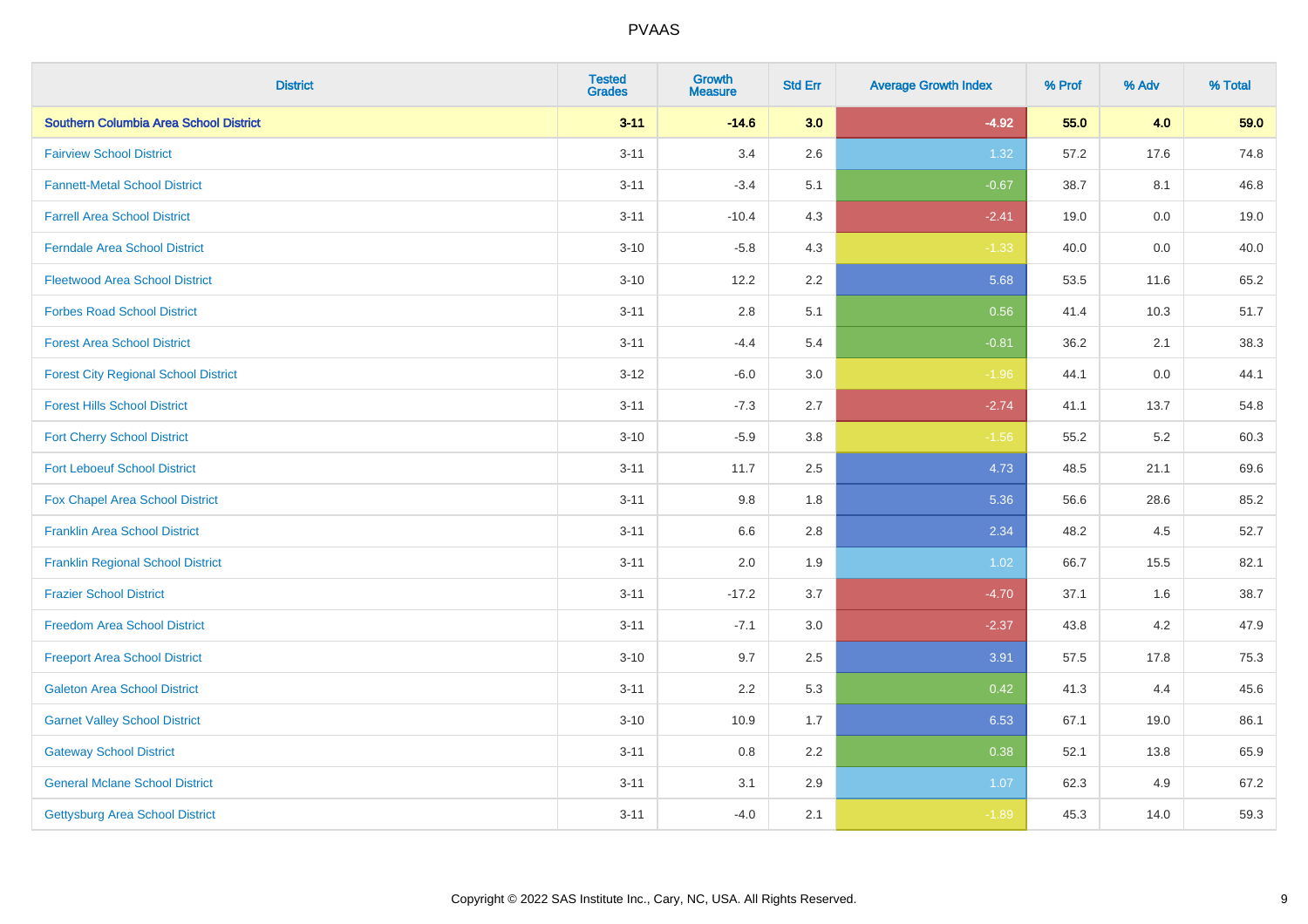| District | Tested Grades | Growth Measure | Std Err | Average Growth Index | % Prof | % Adv | % Total |
|---|---|---|---|---|---|---|---|
| **Southern Columbia Area School District** | **3-11** | **-14.6** | **3.0** | **-4.92** | **55.0** | **4.0** | **59.0** |
| Fairview School District | 3-11 | 3.4 | 2.6 | 1.32 | 57.2 | 17.6 | 74.8 |
| Fannett-Metal School District | 3-11 | -3.4 | 5.1 | -0.67 | 38.7 | 8.1 | 46.8 |
| Farrell Area School District | 3-11 | -10.4 | 4.3 | -2.41 | 19.0 | 0.0 | 19.0 |
| Ferndale Area School District | 3-10 | -5.8 | 4.3 | -1.33 | 40.0 | 0.0 | 40.0 |
| Fleetwood Area School District | 3-10 | 12.2 | 2.2 | 5.68 | 53.5 | 11.6 | 65.2 |
| Forbes Road School District | 3-11 | 2.8 | 5.1 | 0.56 | 41.4 | 10.3 | 51.7 |
| Forest Area School District | 3-11 | -4.4 | 5.4 | -0.81 | 36.2 | 2.1 | 38.3 |
| Forest City Regional School District | 3-12 | -6.0 | 3.0 | -1.96 | 44.1 | 0.0 | 44.1 |
| Forest Hills School District | 3-11 | -7.3 | 2.7 | -2.74 | 41.1 | 13.7 | 54.8 |
| Fort Cherry School District | 3-10 | -5.9 | 3.8 | -1.56 | 55.2 | 5.2 | 60.3 |
| Fort Leboeuf School District | 3-11 | 11.7 | 2.5 | 4.73 | 48.5 | 21.1 | 69.6 |
| Fox Chapel Area School District | 3-11 | 9.8 | 1.8 | 5.36 | 56.6 | 28.6 | 85.2 |
| Franklin Area School District | 3-11 | 6.6 | 2.8 | 2.34 | 48.2 | 4.5 | 52.7 |
| Franklin Regional School District | 3-11 | 2.0 | 1.9 | 1.02 | 66.7 | 15.5 | 82.1 |
| Frazier School District | 3-11 | -17.2 | 3.7 | -4.70 | 37.1 | 1.6 | 38.7 |
| Freedom Area School District | 3-11 | -7.1 | 3.0 | -2.37 | 43.8 | 4.2 | 47.9 |
| Freeport Area School District | 3-10 | 9.7 | 2.5 | 3.91 | 57.5 | 17.8 | 75.3 |
| Galeton Area School District | 3-11 | 2.2 | 5.3 | 0.42 | 41.3 | 4.4 | 45.6 |
| Garnet Valley School District | 3-10 | 10.9 | 1.7 | 6.53 | 67.1 | 19.0 | 86.1 |
| Gateway School District | 3-11 | 0.8 | 2.2 | 0.38 | 52.1 | 13.8 | 65.9 |
| General Mclane School District | 3-11 | 3.1 | 2.9 | 1.07 | 62.3 | 4.9 | 67.2 |
| Gettysburg Area School District | 3-11 | -4.0 | 2.1 | -1.89 | 45.3 | 14.0 | 59.3 |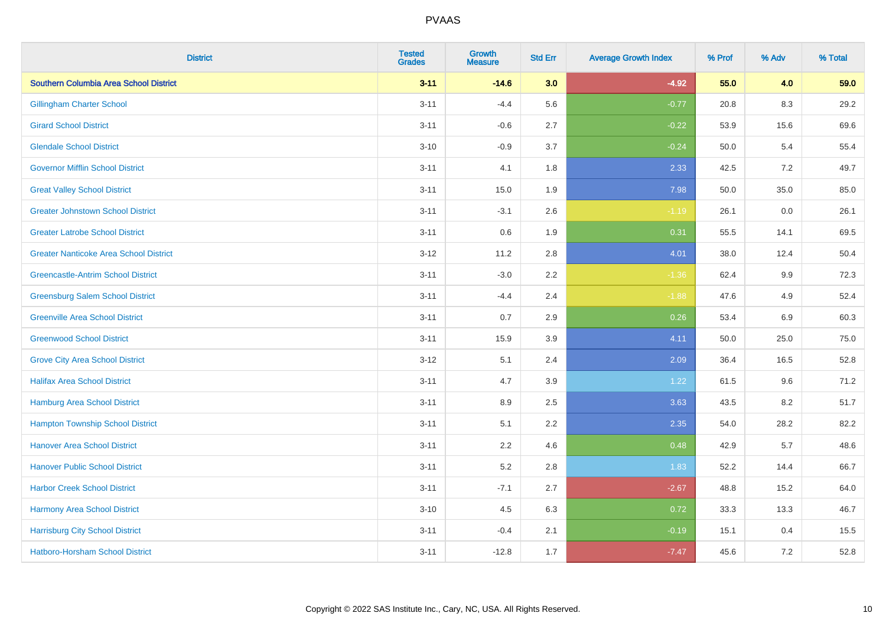| District | Tested Grades | Growth Measure | Std Err | Average Growth Index | % Prof | % Adv | % Total |
|---|---|---|---|---|---|---|---|
| **Southern Columbia Area School District** | **3-11** | **-14.6** | **3.0** | **-4.92** | **55.0** | **4.0** | **59.0** |
| Gillingham Charter School | 3-11 | -4.4 | 5.6 | -0.77 | 20.8 | 8.3 | 29.2 |
| Girard School District | 3-11 | -0.6 | 2.7 | -0.22 | 53.9 | 15.6 | 69.6 |
| Glendale School District | 3-10 | -0.9 | 3.7 | -0.24 | 50.0 | 5.4 | 55.4 |
| Governor Mifflin School District | 3-11 | 4.1 | 1.8 | 2.33 | 42.5 | 7.2 | 49.7 |
| Great Valley School District | 3-11 | 15.0 | 1.9 | 7.98 | 50.0 | 35.0 | 85.0 |
| Greater Johnstown School District | 3-11 | -3.1 | 2.6 | -1.19 | 26.1 | 0.0 | 26.1 |
| Greater Latrobe School District | 3-11 | 0.6 | 1.9 | 0.31 | 55.5 | 14.1 | 69.5 |
| Greater Nanticoke Area School District | 3-12 | 11.2 | 2.8 | 4.01 | 38.0 | 12.4 | 50.4 |
| Greencastle-Antrim School District | 3-11 | -3.0 | 2.2 | -1.36 | 62.4 | 9.9 | 72.3 |
| Greensburg Salem School District | 3-11 | -4.4 | 2.4 | -1.88 | 47.6 | 4.9 | 52.4 |
| Greenville Area School District | 3-11 | 0.7 | 2.9 | 0.26 | 53.4 | 6.9 | 60.3 |
| Greenwood School District | 3-11 | 15.9 | 3.9 | 4.11 | 50.0 | 25.0 | 75.0 |
| Grove City Area School District | 3-12 | 5.1 | 2.4 | 2.09 | 36.4 | 16.5 | 52.8 |
| Halifax Area School District | 3-11 | 4.7 | 3.9 | 1.22 | 61.5 | 9.6 | 71.2 |
| Hamburg Area School District | 3-11 | 8.9 | 2.5 | 3.63 | 43.5 | 8.2 | 51.7 |
| Hampton Township School District | 3-11 | 5.1 | 2.2 | 2.35 | 54.0 | 28.2 | 82.2 |
| Hanover Area School District | 3-11 | 2.2 | 4.6 | 0.48 | 42.9 | 5.7 | 48.6 |
| Hanover Public School District | 3-11 | 5.2 | 2.8 | 1.83 | 52.2 | 14.4 | 66.7 |
| Harbor Creek School District | 3-11 | -7.1 | 2.7 | -2.67 | 48.8 | 15.2 | 64.0 |
| Harmony Area School District | 3-10 | 4.5 | 6.3 | 0.72 | 33.3 | 13.3 | 46.7 |
| Harrisburg City School District | 3-11 | -0.4 | 2.1 | -0.19 | 15.1 | 0.4 | 15.5 |
| Hatboro-Horsham School District | 3-11 | -12.8 | 1.7 | -7.47 | 45.6 | 7.2 | 52.8 |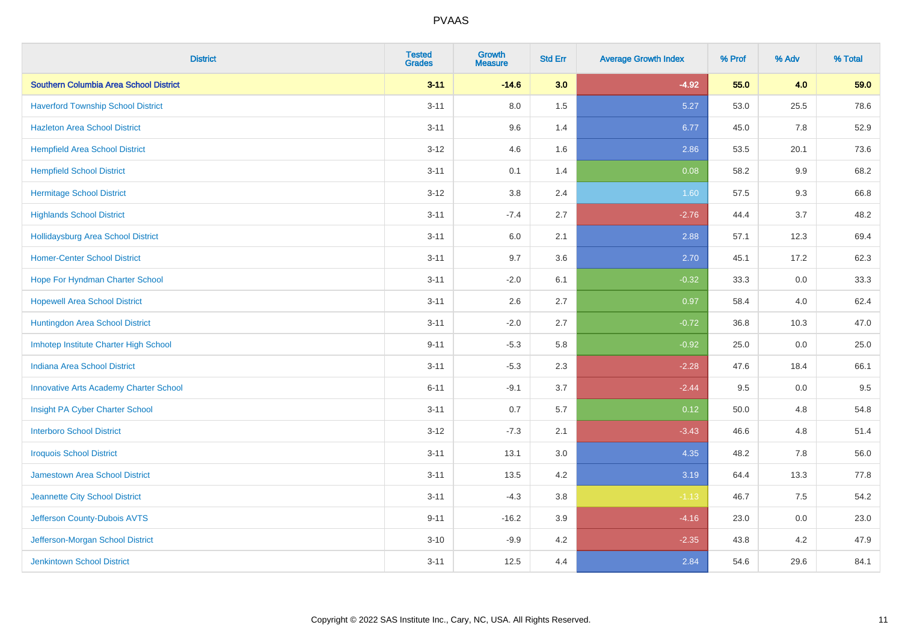# PVAAS

| District | Tested Grades | Growth Measure | Std Err | Average Growth Index | % Prof | % Adv | % Total |
|---|---|---|---|---|---|---|---|
| **Southern Columbia Area School District** | **3-11** | **-14.6** | **3.0** | **-4.92** | **55.0** | **4.0** | **59.0** |
| Haverford Township School District | 3-11 | 8.0 | 1.5 | 5.27 | 53.0 | 25.5 | 78.6 |
| Hazleton Area School District | 3-11 | 9.6 | 1.4 | 6.77 | 45.0 | 7.8 | 52.9 |
| Hempfield Area School District | 3-12 | 4.6 | 1.6 | 2.86 | 53.5 | 20.1 | 73.6 |
| Hempfield School District | 3-11 | 0.1 | 1.4 | 0.08 | 58.2 | 9.9 | 68.2 |
| Hermitage School District | 3-12 | 3.8 | 2.4 | 1.60 | 57.5 | 9.3 | 66.8 |
| Highlands School District | 3-11 | -7.4 | 2.7 | -2.76 | 44.4 | 3.7 | 48.2 |
| Hollidaysburg Area School District | 3-11 | 6.0 | 2.1 | 2.88 | 57.1 | 12.3 | 69.4 |
| Homer-Center School District | 3-11 | 9.7 | 3.6 | 2.70 | 45.1 | 17.2 | 62.3 |
| Hope For Hyndman Charter School | 3-11 | -2.0 | 6.1 | -0.32 | 33.3 | 0.0 | 33.3 |
| Hopewell Area School District | 3-11 | 2.6 | 2.7 | 0.97 | 58.4 | 4.0 | 62.4 |
| Huntingdon Area School District | 3-11 | -2.0 | 2.7 | -0.72 | 36.8 | 10.3 | 47.0 |
| Imhotep Institute Charter High School | 9-11 | -5.3 | 5.8 | -0.92 | 25.0 | 0.0 | 25.0 |
| Indiana Area School District | 3-11 | -5.3 | 2.3 | -2.28 | 47.6 | 18.4 | 66.1 |
| Innovative Arts Academy Charter School | 6-11 | -9.1 | 3.7 | -2.44 | 9.5 | 0.0 | 9.5 |
| Insight PA Cyber Charter School | 3-11 | 0.7 | 5.7 | 0.12 | 50.0 | 4.8 | 54.8 |
| Interboro School District | 3-12 | -7.3 | 2.1 | -3.43 | 46.6 | 4.8 | 51.4 |
| Iroquois School District | 3-11 | 13.1 | 3.0 | 4.35 | 48.2 | 7.8 | 56.0 |
| Jamestown Area School District | 3-11 | 13.5 | 4.2 | 3.19 | 64.4 | 13.3 | 77.8 |
| Jeannette City School District | 3-11 | -4.3 | 3.8 | -1.13 | 46.7 | 7.5 | 54.2 |
| Jefferson County-Dubois AVTS | 9-11 | -16.2 | 3.9 | -4.16 | 23.0 | 0.0 | 23.0 |
| Jefferson-Morgan School District | 3-10 | -9.9 | 4.2 | -2.35 | 43.8 | 4.2 | 47.9 |
| Jenkintown School District | 3-11 | 12.5 | 4.4 | 2.84 | 54.6 | 29.6 | 84.1 |

Copyright © 2022 SAS Institute Inc., Cary, NC, USA. All Rights Reserved.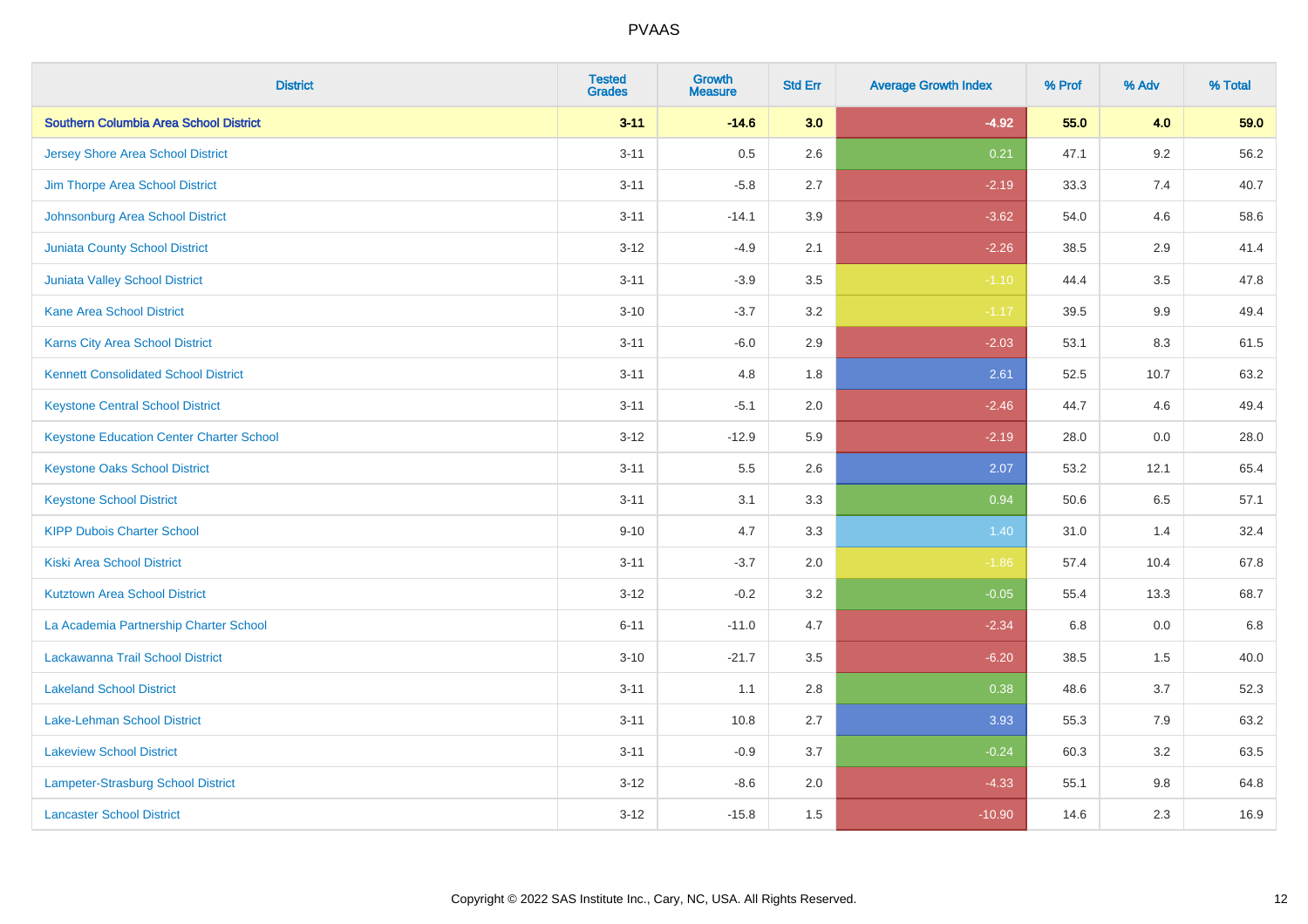| District | Tested Grades | Growth Measure | Std Err | Average Growth Index | % Prof | % Adv | % Total |
|---|---|---|---|---|---|---|---|
| **Southern Columbia Area School District** | **3-11** | **-14.6** | **3.0** | **-4.92** | **55.0** | **4.0** | **59.0** |
| Jersey Shore Area School District | 3-11 | 0.5 | 2.6 | 0.21 | 47.1 | 9.2 | 56.2 |
| Jim Thorpe Area School District | 3-11 | -5.8 | 2.7 | -2.19 | 33.3 | 7.4 | 40.7 |
| Johnsonburg Area School District | 3-11 | -14.1 | 3.9 | -3.62 | 54.0 | 4.6 | 58.6 |
| Juniata County School District | 3-12 | -4.9 | 2.1 | -2.26 | 38.5 | 2.9 | 41.4 |
| Juniata Valley School District | 3-11 | -3.9 | 3.5 | -1.10 | 44.4 | 3.5 | 47.8 |
| Kane Area School District | 3-10 | -3.7 | 3.2 | -1.17 | 39.5 | 9.9 | 49.4 |
| Karns City Area School District | 3-11 | -6.0 | 2.9 | -2.03 | 53.1 | 8.3 | 61.5 |
| Kennett Consolidated School District | 3-11 | 4.8 | 1.8 | 2.61 | 52.5 | 10.7 | 63.2 |
| Keystone Central School District | 3-11 | -5.1 | 2.0 | -2.46 | 44.7 | 4.6 | 49.4 |
| Keystone Education Center Charter School | 3-12 | -12.9 | 5.9 | -2.19 | 28.0 | 0.0 | 28.0 |
| Keystone Oaks School District | 3-11 | 5.5 | 2.6 | 2.07 | 53.2 | 12.1 | 65.4 |
| Keystone School District | 3-11 | 3.1 | 3.3 | 0.94 | 50.6 | 6.5 | 57.1 |
| KIPP Dubois Charter School | 9-10 | 4.7 | 3.3 | 1.40 | 31.0 | 1.4 | 32.4 |
| Kiski Area School District | 3-11 | -3.7 | 2.0 | -1.86 | 57.4 | 10.4 | 67.8 |
| Kutztown Area School District | 3-12 | -0.2 | 3.2 | -0.05 | 55.4 | 13.3 | 68.7 |
| La Academia Partnership Charter School | 6-11 | -11.0 | 4.7 | -2.34 | 6.8 | 0.0 | 6.8 |
| Lackawanna Trail School District | 3-10 | -21.7 | 3.5 | -6.20 | 38.5 | 1.5 | 40.0 |
| Lakeland School District | 3-11 | 1.1 | 2.8 | 0.38 | 48.6 | 3.7 | 52.3 |
| Lake-Lehman School District | 3-11 | 10.8 | 2.7 | 3.93 | 55.3 | 7.9 | 63.2 |
| Lakeview School District | 3-11 | -0.9 | 3.7 | -0.24 | 60.3 | 3.2 | 63.5 |
| Lampeter-Strasburg School District | 3-12 | -8.6 | 2.0 | -4.33 | 55.1 | 9.8 | 64.8 |
| Lancaster School District | 3-12 | -15.8 | 1.5 | -10.90 | 14.6 | 2.3 | 16.9 |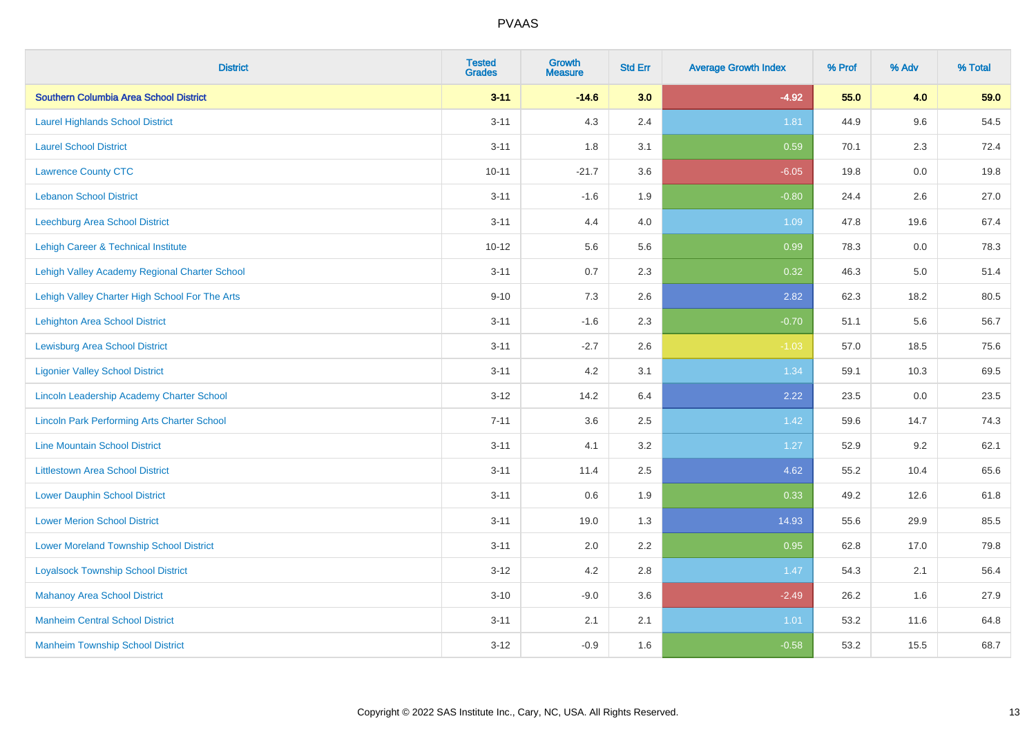| District | Tested Grades | Growth Measure | Std Err | Average Growth Index | % Prof | % Adv | % Total |
|---|---|---|---|---|---|---|---|
| **Southern Columbia Area School District** | **3-11** | **-14.6** | **3.0** | **-4.92** | **55.0** | **4.0** | **59.0** |
| Laurel Highlands School District | 3-11 | 4.3 | 2.4 | 1.81 | 44.9 | 9.6 | 54.5 |
| Laurel School District | 3-11 | 1.8 | 3.1 | 0.59 | 70.1 | 2.3 | 72.4 |
| Lawrence County CTC | 10-11 | -21.7 | 3.6 | -6.05 | 19.8 | 0.0 | 19.8 |
| Lebanon School District | 3-11 | -1.6 | 1.9 | -0.80 | 24.4 | 2.6 | 27.0 |
| Leechburg Area School District | 3-11 | 4.4 | 4.0 | 1.09 | 47.8 | 19.6 | 67.4 |
| Lehigh Career & Technical Institute | 10-12 | 5.6 | 5.6 | 0.99 | 78.3 | 0.0 | 78.3 |
| Lehigh Valley Academy Regional Charter School | 3-11 | 0.7 | 2.3 | 0.32 | 46.3 | 5.0 | 51.4 |
| Lehigh Valley Charter High School For The Arts | 9-10 | 7.3 | 2.6 | 2.82 | 62.3 | 18.2 | 80.5 |
| Lehighton Area School District | 3-11 | -1.6 | 2.3 | -0.70 | 51.1 | 5.6 | 56.7 |
| Lewisburg Area School District | 3-11 | -2.7 | 2.6 | -1.03 | 57.0 | 18.5 | 75.6 |
| Ligonier Valley School District | 3-11 | 4.2 | 3.1 | 1.34 | 59.1 | 10.3 | 69.5 |
| Lincoln Leadership Academy Charter School | 3-12 | 14.2 | 6.4 | 2.22 | 23.5 | 0.0 | 23.5 |
| Lincoln Park Performing Arts Charter School | 7-11 | 3.6 | 2.5 | 1.42 | 59.6 | 14.7 | 74.3 |
| Line Mountain School District | 3-11 | 4.1 | 3.2 | 1.27 | 52.9 | 9.2 | 62.1 |
| Littlestown Area School District | 3-11 | 11.4 | 2.5 | 4.62 | 55.2 | 10.4 | 65.6 |
| Lower Dauphin School District | 3-11 | 0.6 | 1.9 | 0.33 | 49.2 | 12.6 | 61.8 |
| Lower Merion School District | 3-11 | 19.0 | 1.3 | 14.93 | 55.6 | 29.9 | 85.5 |
| Lower Moreland Township School District | 3-11 | 2.0 | 2.2 | 0.95 | 62.8 | 17.0 | 79.8 |
| Loyalsock Township School District | 3-12 | 4.2 | 2.8 | 1.47 | 54.3 | 2.1 | 56.4 |
| Mahanoy Area School District | 3-10 | -9.0 | 3.6 | -2.49 | 26.2 | 1.6 | 27.9 |
| Manheim Central School District | 3-11 | 2.1 | 2.1 | 1.01 | 53.2 | 11.6 | 64.8 |
| Manheim Township School District | 3-12 | -0.9 | 1.6 | -0.58 | 53.2 | 15.5 | 68.7 |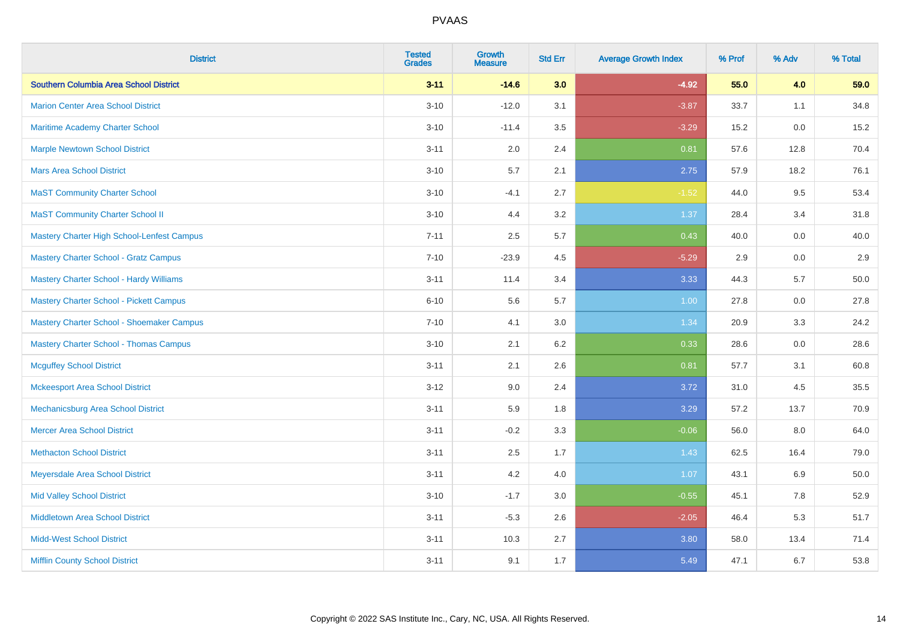| District | Tested Grades | Growth Measure | Std Err | Average Growth Index | % Prof | % Adv | % Total |
|---|---|---|---|---|---|---|---|
| **Southern Columbia Area School District** | **3-11** | **-14.6** | **3.0** | **-4.92** | **55.0** | **4.0** | **59.0** |
| Marion Center Area School District | 3-10 | -12.0 | 3.1 | -3.87 | 33.7 | 1.1 | 34.8 |
| Maritime Academy Charter School | 3-10 | -11.4 | 3.5 | -3.29 | 15.2 | 0.0 | 15.2 |
| Marple Newtown School District | 3-11 | 2.0 | 2.4 | 0.81 | 57.6 | 12.8 | 70.4 |
| Mars Area School District | 3-10 | 5.7 | 2.1 | 2.75 | 57.9 | 18.2 | 76.1 |
| MaST Community Charter School | 3-10 | -4.1 | 2.7 | -1.52 | 44.0 | 9.5 | 53.4 |
| MaST Community Charter School II | 3-10 | 4.4 | 3.2 | 1.37 | 28.4 | 3.4 | 31.8 |
| Mastery Charter High School-Lenfest Campus | 7-11 | 2.5 | 5.7 | 0.43 | 40.0 | 0.0 | 40.0 |
| Mastery Charter School - Gratz Campus | 7-10 | -23.9 | 4.5 | -5.29 | 2.9 | 0.0 | 2.9 |
| Mastery Charter School - Hardy Williams | 3-11 | 11.4 | 3.4 | 3.33 | 44.3 | 5.7 | 50.0 |
| Mastery Charter School - Pickett Campus | 6-10 | 5.6 | 5.7 | 1.00 | 27.8 | 0.0 | 27.8 |
| Mastery Charter School - Shoemaker Campus | 7-10 | 4.1 | 3.0 | 1.34 | 20.9 | 3.3 | 24.2 |
| Mastery Charter School - Thomas Campus | 3-10 | 2.1 | 6.2 | 0.33 | 28.6 | 0.0 | 28.6 |
| Mcguffey School District | 3-11 | 2.1 | 2.6 | 0.81 | 57.7 | 3.1 | 60.8 |
| Mckeesport Area School District | 3-12 | 9.0 | 2.4 | 3.72 | 31.0 | 4.5 | 35.5 |
| Mechanicsburg Area School District | 3-11 | 5.9 | 1.8 | 3.29 | 57.2 | 13.7 | 70.9 |
| Mercer Area School District | 3-11 | -0.2 | 3.3 | -0.06 | 56.0 | 8.0 | 64.0 |
| Methacton School District | 3-11 | 2.5 | 1.7 | 1.43 | 62.5 | 16.4 | 79.0 |
| Meyersdale Area School District | 3-11 | 4.2 | 4.0 | 1.07 | 43.1 | 6.9 | 50.0 |
| Mid Valley School District | 3-10 | -1.7 | 3.0 | -0.55 | 45.1 | 7.8 | 52.9 |
| Middletown Area School District | 3-11 | -5.3 | 2.6 | -2.05 | 46.4 | 5.3 | 51.7 |
| Midd-West School District | 3-11 | 10.3 | 2.7 | 3.80 | 58.0 | 13.4 | 71.4 |
| Mifflin County School District | 3-11 | 9.1 | 1.7 | 5.49 | 47.1 | 6.7 | 53.8 |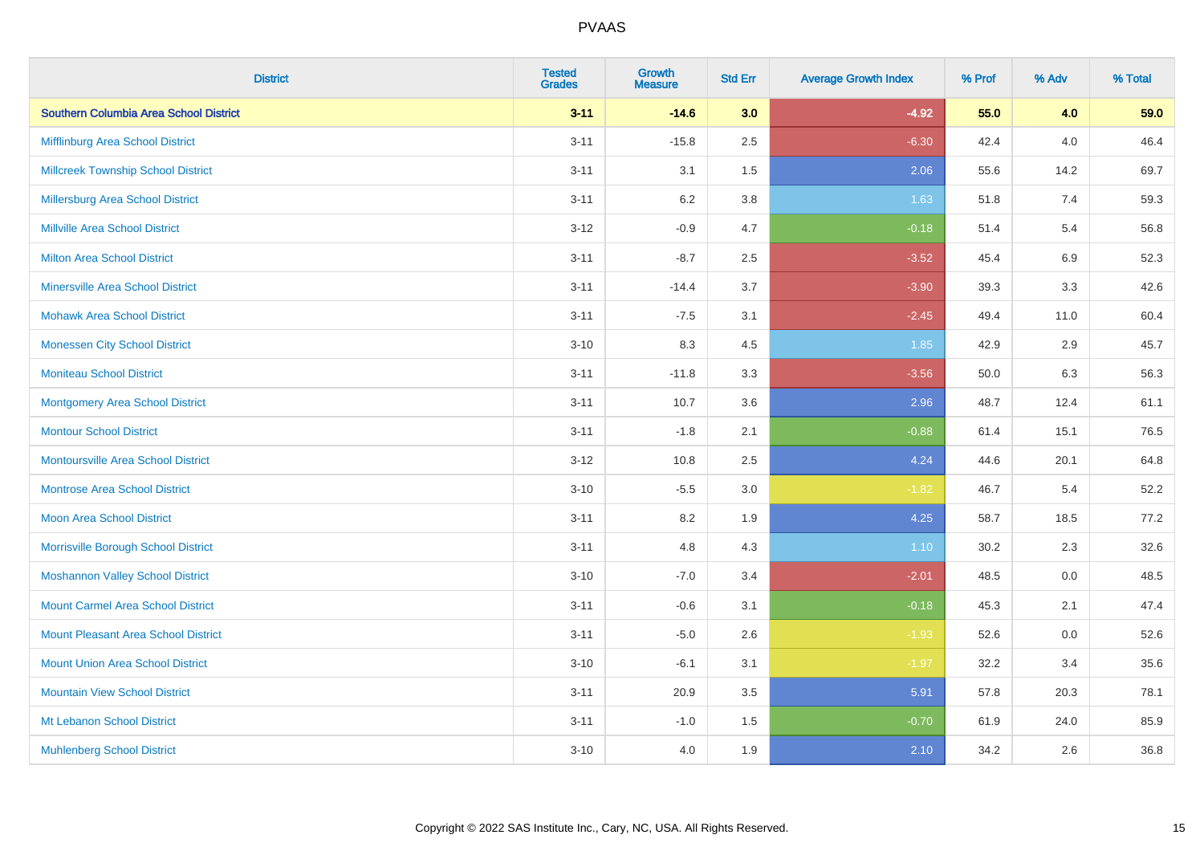| District | Tested Grades | Growth Measure | Std Err | Average Growth Index | % Prof | % Adv | % Total |
|---|---|---|---|---|---|---|---|
| **Southern Columbia Area School District** | **3-11** | **-14.6** | **3.0** | **-4.92** | **55.0** | **4.0** | **59.0** |
| Mifflinburg Area School District | 3-11 | -15.8 | 2.5 | -6.30 | 42.4 | 4.0 | 46.4 |
| Millcreek Township School District | 3-11 | 3.1 | 1.5 | 2.06 | 55.6 | 14.2 | 69.7 |
| Millersburg Area School District | 3-11 | 6.2 | 3.8 | 1.63 | 51.8 | 7.4 | 59.3 |
| Millville Area School District | 3-12 | -0.9 | 4.7 | -0.18 | 51.4 | 5.4 | 56.8 |
| Milton Area School District | 3-11 | -8.7 | 2.5 | -3.52 | 45.4 | 6.9 | 52.3 |
| Minersville Area School District | 3-11 | -14.4 | 3.7 | -3.90 | 39.3 | 3.3 | 42.6 |
| Mohawk Area School District | 3-11 | -7.5 | 3.1 | -2.45 | 49.4 | 11.0 | 60.4 |
| Monessen City School District | 3-10 | 8.3 | 4.5 | 1.85 | 42.9 | 2.9 | 45.7 |
| Moniteau School District | 3-11 | -11.8 | 3.3 | -3.56 | 50.0 | 6.3 | 56.3 |
| Montgomery Area School District | 3-11 | 10.7 | 3.6 | 2.96 | 48.7 | 12.4 | 61.1 |
| Montour School District | 3-11 | -1.8 | 2.1 | -0.88 | 61.4 | 15.1 | 76.5 |
| Montoursville Area School District | 3-12 | 10.8 | 2.5 | 4.24 | 44.6 | 20.1 | 64.8 |
| Montrose Area School District | 3-10 | -5.5 | 3.0 | -1.82 | 46.7 | 5.4 | 52.2 |
| Moon Area School District | 3-11 | 8.2 | 1.9 | 4.25 | 58.7 | 18.5 | 77.2 |
| Morrisville Borough School District | 3-11 | 4.8 | 4.3 | 1.10 | 30.2 | 2.3 | 32.6 |
| Moshannon Valley School District | 3-10 | -7.0 | 3.4 | -2.01 | 48.5 | 0.0 | 48.5 |
| Mount Carmel Area School District | 3-11 | -0.6 | 3.1 | -0.18 | 45.3 | 2.1 | 47.4 |
| Mount Pleasant Area School District | 3-11 | -5.0 | 2.6 | -1.93 | 52.6 | 0.0 | 52.6 |
| Mount Union Area School District | 3-10 | -6.1 | 3.1 | -1.97 | 32.2 | 3.4 | 35.6 |
| Mountain View School District | 3-11 | 20.9 | 3.5 | 5.91 | 57.8 | 20.3 | 78.1 |
| Mt Lebanon School District | 3-11 | -1.0 | 1.5 | -0.70 | 61.9 | 24.0 | 85.9 |
| Muhlenberg School District | 3-10 | 4.0 | 1.9 | 2.10 | 34.2 | 2.6 | 36.8 |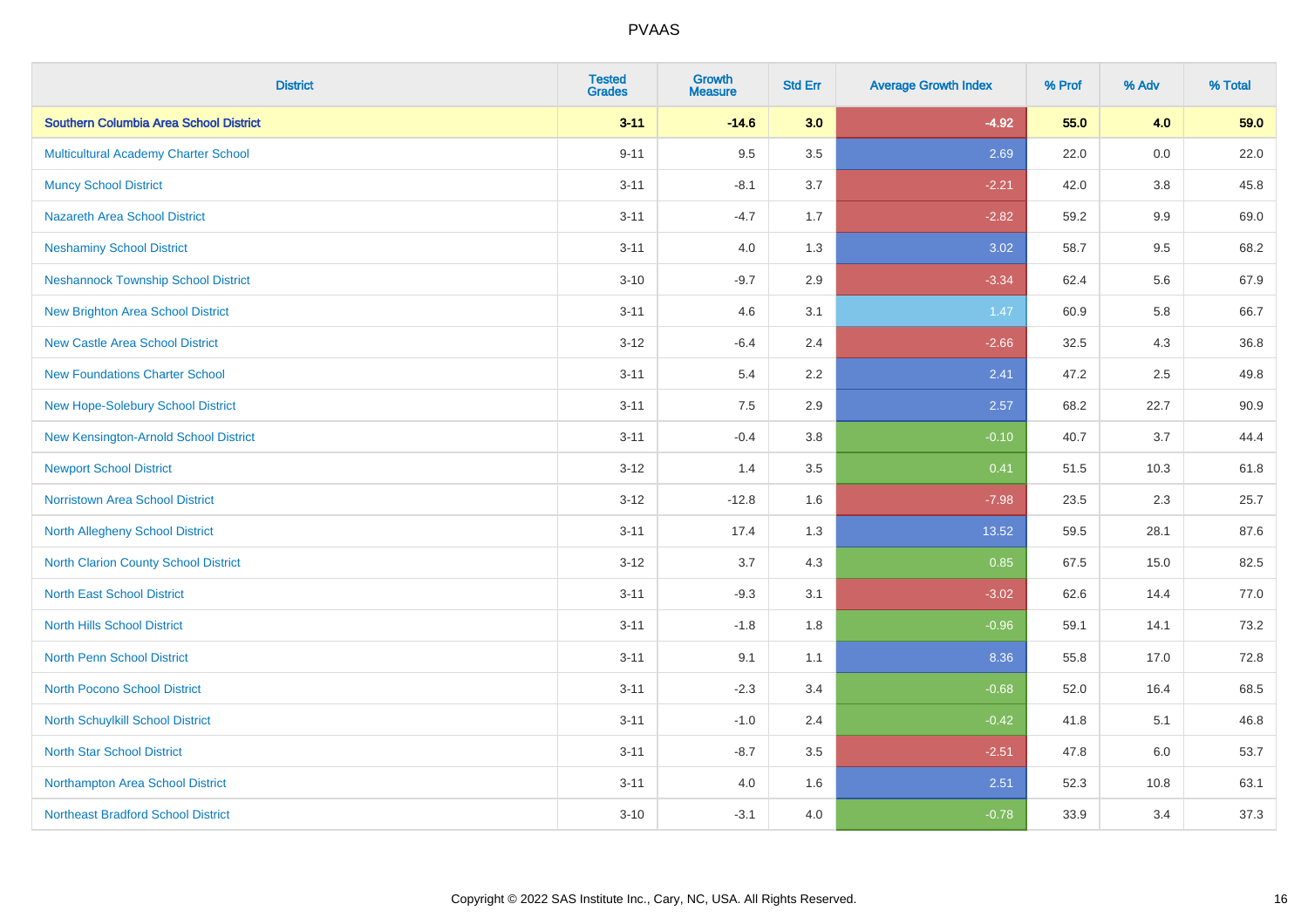| District | Tested Grades | Growth Measure | Std Err | Average Growth Index | % Prof | % Adv | % Total |
|---|---|---|---|---|---|---|---|
| **Southern Columbia Area School District** | **3-11** | **-14.6** | **3.0** | **-4.92** | **55.0** | **4.0** | **59.0** |
| Multicultural Academy Charter School | 9-11 | 9.5 | 3.5 | 2.69 | 22.0 | 0.0 | 22.0 |
| Muncy School District | 3-11 | -8.1 | 3.7 | -2.21 | 42.0 | 3.8 | 45.8 |
| Nazareth Area School District | 3-11 | -4.7 | 1.7 | -2.82 | 59.2 | 9.9 | 69.0 |
| Neshaminy School District | 3-11 | 4.0 | 1.3 | 3.02 | 58.7 | 9.5 | 68.2 |
| Neshannock Township School District | 3-10 | -9.7 | 2.9 | -3.34 | 62.4 | 5.6 | 67.9 |
| New Brighton Area School District | 3-11 | 4.6 | 3.1 | 1.47 | 60.9 | 5.8 | 66.7 |
| New Castle Area School District | 3-12 | -6.4 | 2.4 | -2.66 | 32.5 | 4.3 | 36.8 |
| New Foundations Charter School | 3-11 | 5.4 | 2.2 | 2.41 | 47.2 | 2.5 | 49.8 |
| New Hope-Solebury School District | 3-11 | 7.5 | 2.9 | 2.57 | 68.2 | 22.7 | 90.9 |
| New Kensington-Arnold School District | 3-11 | -0.4 | 3.8 | -0.10 | 40.7 | 3.7 | 44.4 |
| Newport School District | 3-12 | 1.4 | 3.5 | 0.41 | 51.5 | 10.3 | 61.8 |
| Norristown Area School District | 3-12 | -12.8 | 1.6 | -7.98 | 23.5 | 2.3 | 25.7 |
| North Allegheny School District | 3-11 | 17.4 | 1.3 | 13.52 | 59.5 | 28.1 | 87.6 |
| North Clarion County School District | 3-12 | 3.7 | 4.3 | 0.85 | 67.5 | 15.0 | 82.5 |
| North East School District | 3-11 | -9.3 | 3.1 | -3.02 | 62.6 | 14.4 | 77.0 |
| North Hills School District | 3-11 | -1.8 | 1.8 | -0.96 | 59.1 | 14.1 | 73.2 |
| North Penn School District | 3-11 | 9.1 | 1.1 | 8.36 | 55.8 | 17.0 | 72.8 |
| North Pocono School District | 3-11 | -2.3 | 3.4 | -0.68 | 52.0 | 16.4 | 68.5 |
| North Schuylkill School District | 3-11 | -1.0 | 2.4 | -0.42 | 41.8 | 5.1 | 46.8 |
| North Star School District | 3-11 | -8.7 | 3.5 | -2.51 | 47.8 | 6.0 | 53.7 |
| Northampton Area School District | 3-11 | 4.0 | 1.6 | 2.51 | 52.3 | 10.8 | 63.1 |
| Northeast Bradford School District | 3-10 | -3.1 | 4.0 | -0.78 | 33.9 | 3.4 | 37.3 |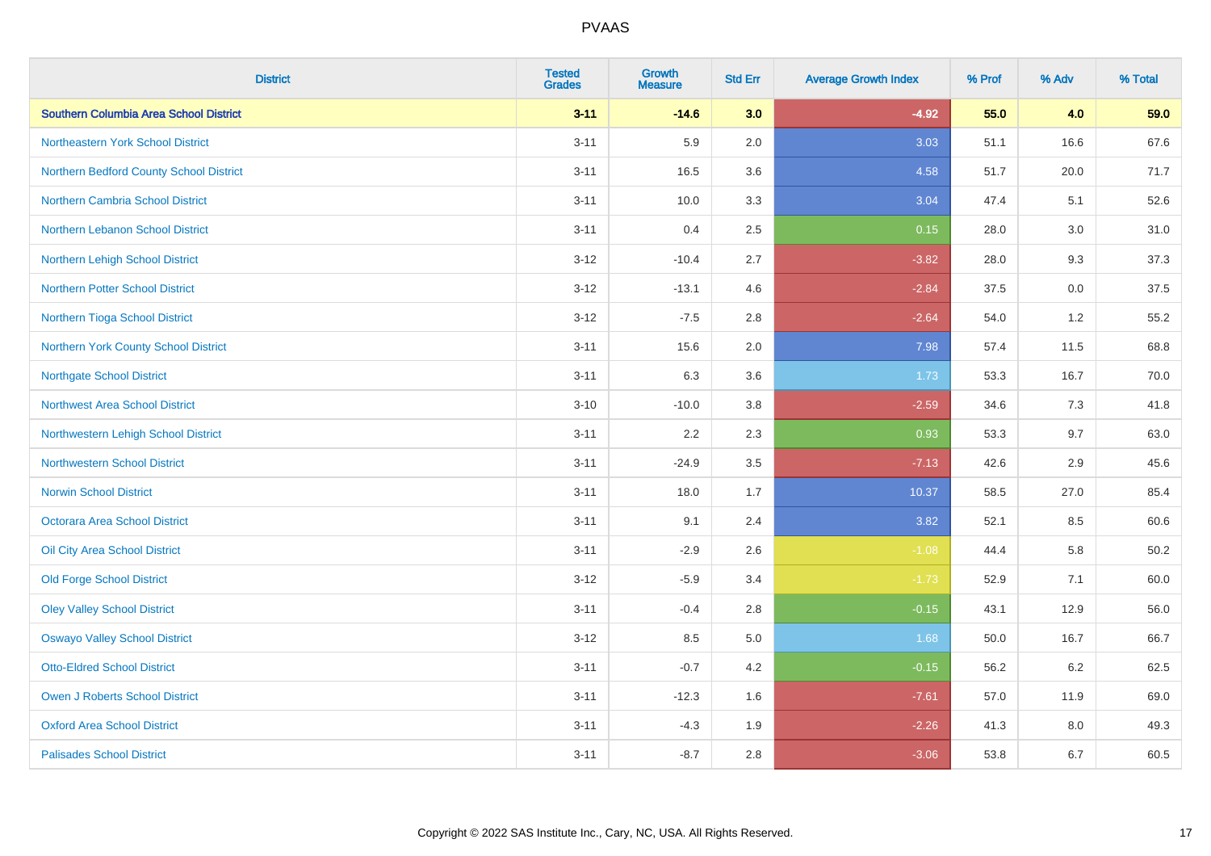# PVAAS

| District | Tested Grades | Growth Measure | Std Err | Average Growth Index | % Prof | % Adv | % Total |
|---|---|---|---|---|---|---|---|
| **Southern Columbia Area School District** | **3-11** | **-14.6** | **3.0** | **-4.92** | **55.0** | **4.0** | **59.0** |
| Northeastern York School District | 3-11 | 5.9 | 2.0 | 3.03 | 51.1 | 16.6 | 67.6 |
| Northern Bedford County School District | 3-11 | 16.5 | 3.6 | 4.58 | 51.7 | 20.0 | 71.7 |
| Northern Cambria School District | 3-11 | 10.0 | 3.3 | 3.04 | 47.4 | 5.1 | 52.6 |
| Northern Lebanon School District | 3-11 | 0.4 | 2.5 | 0.15 | 28.0 | 3.0 | 31.0 |
| Northern Lehigh School District | 3-12 | -10.4 | 2.7 | -3.82 | 28.0 | 9.3 | 37.3 |
| Northern Potter School District | 3-12 | -13.1 | 4.6 | -2.84 | 37.5 | 0.0 | 37.5 |
| Northern Tioga School District | 3-12 | -7.5 | 2.8 | -2.64 | 54.0 | 1.2 | 55.2 |
| Northern York County School District | 3-11 | 15.6 | 2.0 | 7.98 | 57.4 | 11.5 | 68.8 |
| Northgate School District | 3-11 | 6.3 | 3.6 | 1.73 | 53.3 | 16.7 | 70.0 |
| Northwest Area School District | 3-10 | -10.0 | 3.8 | -2.59 | 34.6 | 7.3 | 41.8 |
| Northwestern Lehigh School District | 3-11 | 2.2 | 2.3 | 0.93 | 53.3 | 9.7 | 63.0 |
| Northwestern School District | 3-11 | -24.9 | 3.5 | -7.13 | 42.6 | 2.9 | 45.6 |
| Norwin School District | 3-11 | 18.0 | 1.7 | 10.37 | 58.5 | 27.0 | 85.4 |
| Octorara Area School District | 3-11 | 9.1 | 2.4 | 3.82 | 52.1 | 8.5 | 60.6 |
| Oil City Area School District | 3-11 | -2.9 | 2.6 | -1.08 | 44.4 | 5.8 | 50.2 |
| Old Forge School District | 3-12 | -5.9 | 3.4 | -1.73 | 52.9 | 7.1 | 60.0 |
| Oley Valley School District | 3-11 | -0.4 | 2.8 | -0.15 | 43.1 | 12.9 | 56.0 |
| Oswayo Valley School District | 3-12 | 8.5 | 5.0 | 1.68 | 50.0 | 16.7 | 66.7 |
| Otto-Eldred School District | 3-11 | -0.7 | 4.2 | -0.15 | 56.2 | 6.2 | 62.5 |
| Owen J Roberts School District | 3-11 | -12.3 | 1.6 | -7.61 | 57.0 | 11.9 | 69.0 |
| Oxford Area School District | 3-11 | -4.3 | 1.9 | -2.26 | 41.3 | 8.0 | 49.3 |
| Palisades School District | 3-11 | -8.7 | 2.8 | -3.06 | 53.8 | 6.7 | 60.5 |

Copyright © 2022 SAS Institute Inc., Cary, NC, USA. All Rights Reserved.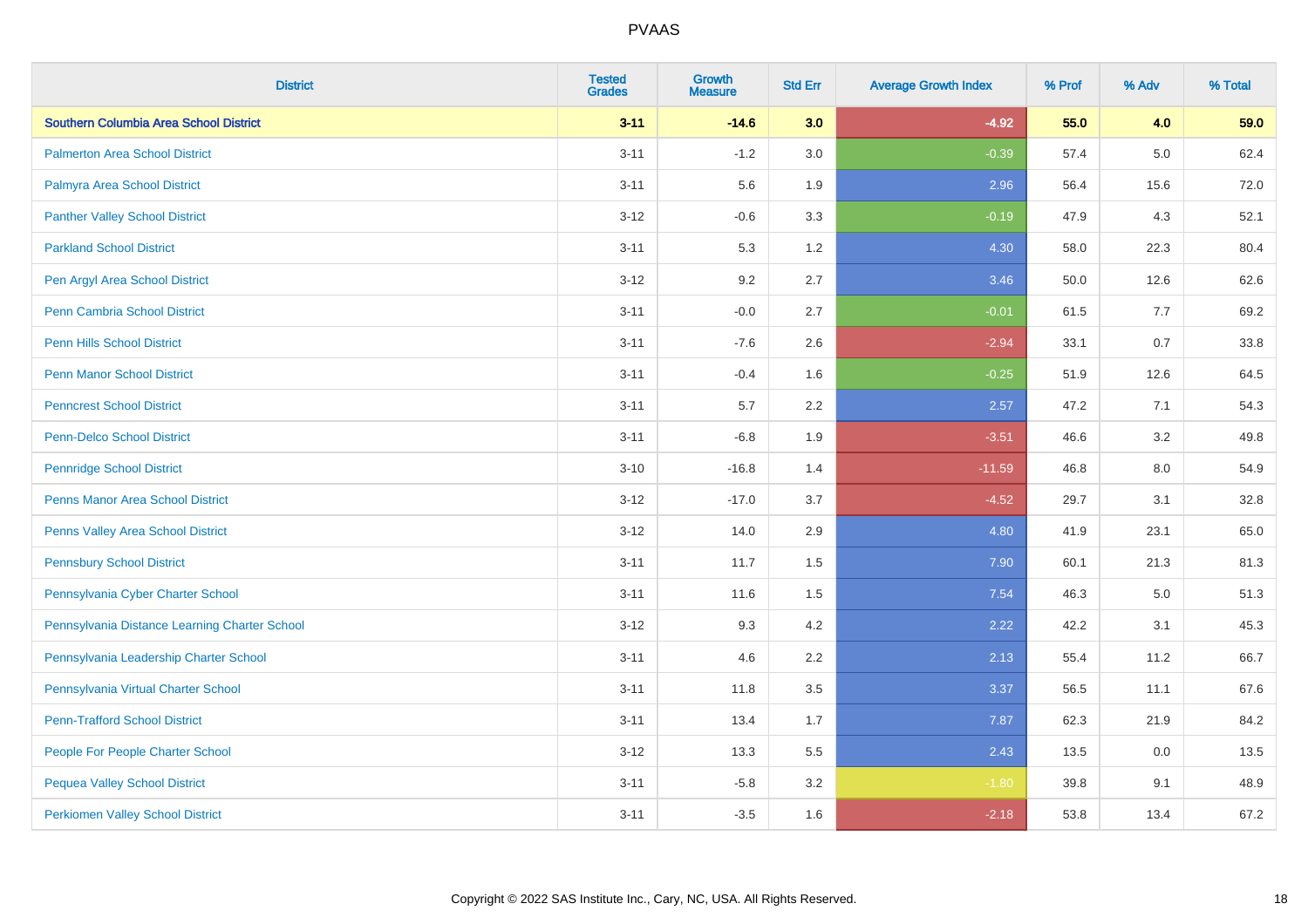| District | Tested Grades | Growth Measure | Std Err | Average Growth Index | % Prof | % Adv | % Total |
|---|---|---|---|---|---|---|---|
| **Southern Columbia Area School District** | **3-11** | **-14.6** | **3.0** | **-4.92** | **55.0** | **4.0** | **59.0** |
| Palmerton Area School District | 3-11 | -1.2 | 3.0 | -0.39 | 57.4 | 5.0 | 62.4 |
| Palmyra Area School District | 3-11 | 5.6 | 1.9 | 2.96 | 56.4 | 15.6 | 72.0 |
| Panther Valley School District | 3-12 | -0.6 | 3.3 | -0.19 | 47.9 | 4.3 | 52.1 |
| Parkland School District | 3-11 | 5.3 | 1.2 | 4.30 | 58.0 | 22.3 | 80.4 |
| Pen Argyl Area School District | 3-12 | 9.2 | 2.7 | 3.46 | 50.0 | 12.6 | 62.6 |
| Penn Cambria School District | 3-11 | -0.0 | 2.7 | -0.01 | 61.5 | 7.7 | 69.2 |
| Penn Hills School District | 3-11 | -7.6 | 2.6 | -2.94 | 33.1 | 0.7 | 33.8 |
| Penn Manor School District | 3-11 | -0.4 | 1.6 | -0.25 | 51.9 | 12.6 | 64.5 |
| Penncrest School District | 3-11 | 5.7 | 2.2 | 2.57 | 47.2 | 7.1 | 54.3 |
| Penn-Delco School District | 3-11 | -6.8 | 1.9 | -3.51 | 46.6 | 3.2 | 49.8 |
| Pennridge School District | 3-10 | -16.8 | 1.4 | -11.59 | 46.8 | 8.0 | 54.9 |
| Penns Manor Area School District | 3-12 | -17.0 | 3.7 | -4.52 | 29.7 | 3.1 | 32.8 |
| Penns Valley Area School District | 3-12 | 14.0 | 2.9 | 4.80 | 41.9 | 23.1 | 65.0 |
| Pennsbury School District | 3-11 | 11.7 | 1.5 | 7.90 | 60.1 | 21.3 | 81.3 |
| Pennsylvania Cyber Charter School | 3-11 | 11.6 | 1.5 | 7.54 | 46.3 | 5.0 | 51.3 |
| Pennsylvania Distance Learning Charter School | 3-12 | 9.3 | 4.2 | 2.22 | 42.2 | 3.1 | 45.3 |
| Pennsylvania Leadership Charter School | 3-11 | 4.6 | 2.2 | 2.13 | 55.4 | 11.2 | 66.7 |
| Pennsylvania Virtual Charter School | 3-11 | 11.8 | 3.5 | 3.37 | 56.5 | 11.1 | 67.6 |
| Penn-Trafford School District | 3-11 | 13.4 | 1.7 | 7.87 | 62.3 | 21.9 | 84.2 |
| People For People Charter School | 3-12 | 13.3 | 5.5 | 2.43 | 13.5 | 0.0 | 13.5 |
| Pequea Valley School District | 3-11 | -5.8 | 3.2 | -1.80 | 39.8 | 9.1 | 48.9 |
| Perkiomen Valley School District | 3-11 | -3.5 | 1.6 | -2.18 | 53.8 | 13.4 | 67.2 |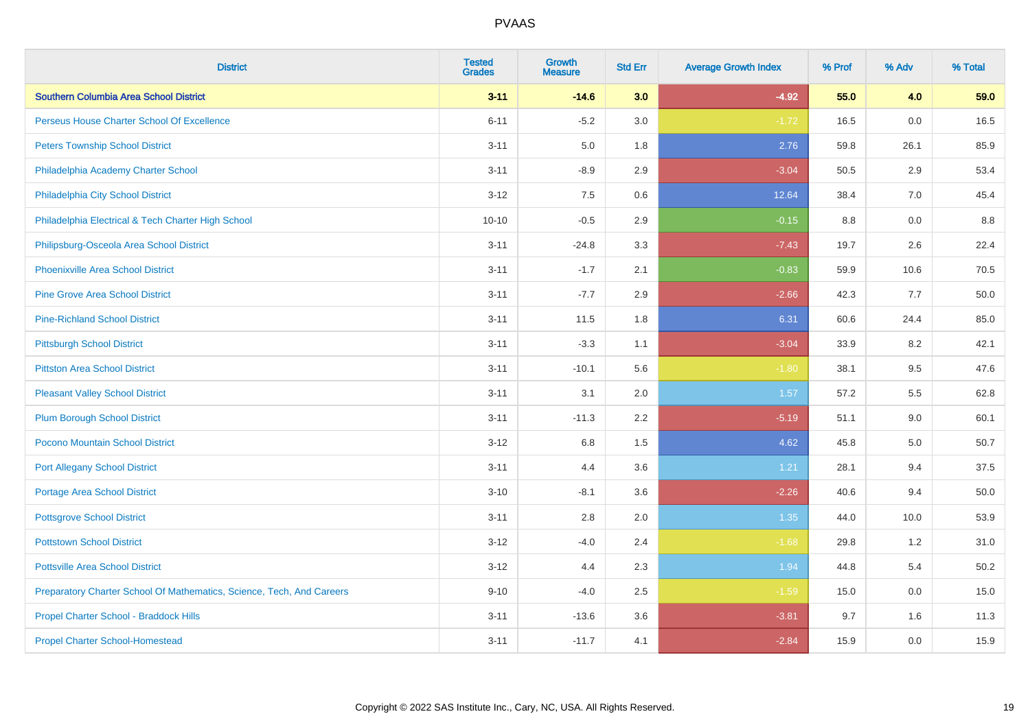# PVAAS

| District | Tested Grades | Growth Measure | Std Err | Average Growth Index | % Prof | % Adv | % Total |
|---|---|---|---|---|---|---|---|
| **Southern Columbia Area School District** | **3-11** | **-14.6** | **3.0** | **-4.92** | **55.0** | **4.0** | **59.0** |
| Perseus House Charter School Of Excellence | 6-11 | -5.2 | 3.0 | -1.72 | 16.5 | 0.0 | 16.5 |
| Peters Township School District | 3-11 | 5.0 | 1.8 | 2.76 | 59.8 | 26.1 | 85.9 |
| Philadelphia Academy Charter School | 3-11 | -8.9 | 2.9 | -3.04 | 50.5 | 2.9 | 53.4 |
| Philadelphia City School District | 3-12 | 7.5 | 0.6 | 12.64 | 38.4 | 7.0 | 45.4 |
| Philadelphia Electrical & Tech Charter High School | 10-10 | -0.5 | 2.9 | -0.15 | 8.8 | 0.0 | 8.8 |
| Philipsburg-Osceola Area School District | 3-11 | -24.8 | 3.3 | -7.43 | 19.7 | 2.6 | 22.4 |
| Phoenixville Area School District | 3-11 | -1.7 | 2.1 | -0.83 | 59.9 | 10.6 | 70.5 |
| Pine Grove Area School District | 3-11 | -7.7 | 2.9 | -2.66 | 42.3 | 7.7 | 50.0 |
| Pine-Richland School District | 3-11 | 11.5 | 1.8 | 6.31 | 60.6 | 24.4 | 85.0 |
| Pittsburgh School District | 3-11 | -3.3 | 1.1 | -3.04 | 33.9 | 8.2 | 42.1 |
| Pittston Area School District | 3-11 | -10.1 | 5.6 | -1.80 | 38.1 | 9.5 | 47.6 |
| Pleasant Valley School District | 3-11 | 3.1 | 2.0 | 1.57 | 57.2 | 5.5 | 62.8 |
| Plum Borough School District | 3-11 | -11.3 | 2.2 | -5.19 | 51.1 | 9.0 | 60.1 |
| Pocono Mountain School District | 3-12 | 6.8 | 1.5 | 4.62 | 45.8 | 5.0 | 50.7 |
| Port Allegany School District | 3-11 | 4.4 | 3.6 | 1.21 | 28.1 | 9.4 | 37.5 |
| Portage Area School District | 3-10 | -8.1 | 3.6 | -2.26 | 40.6 | 9.4 | 50.0 |
| Pottsgrove School District | 3-11 | 2.8 | 2.0 | 1.35 | 44.0 | 10.0 | 53.9 |
| Pottstown School District | 3-12 | -4.0 | 2.4 | -1.68 | 29.8 | 1.2 | 31.0 |
| Pottsville Area School District | 3-12 | 4.4 | 2.3 | 1.94 | 44.8 | 5.4 | 50.2 |
| Preparatory Charter School Of Mathematics, Science, Tech, And Careers | 9-10 | -4.0 | 2.5 | -1.59 | 15.0 | 0.0 | 15.0 |
| Propel Charter School - Braddock Hills | 3-11 | -13.6 | 3.6 | -3.81 | 9.7 | 1.6 | 11.3 |
| Propel Charter School-Homestead | 3-11 | -11.7 | 4.1 | -2.84 | 15.9 | 0.0 | 15.9 |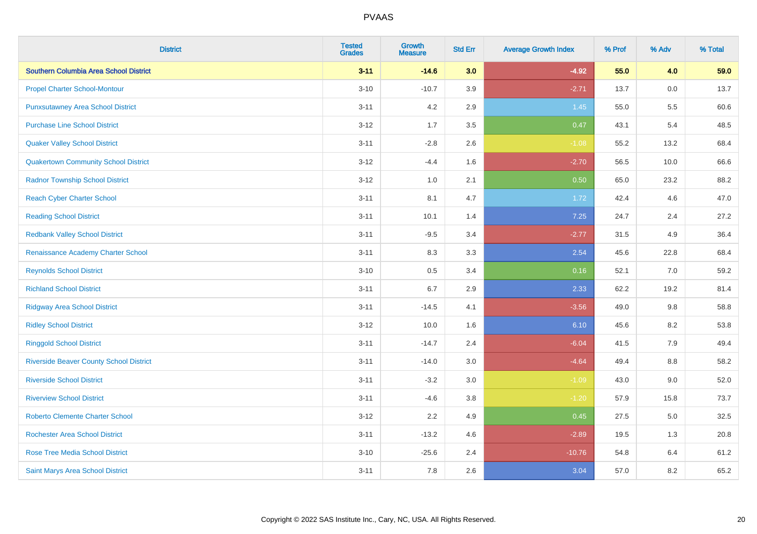PVAAS

| District | Tested Grades | Growth Measure | Std Err | Average Growth Index | % Prof | % Adv | % Total |
|---|---|---|---|---|---|---|---|
| **Southern Columbia Area School District** | **3-11** | **-14.6** | **3.0** | **-4.92** | **55.0** | **4.0** | **59.0** |
| Propel Charter School-Montour | 3-10 | -10.7 | 3.9 | -2.71 | 13.7 | 0.0 | 13.7 |
| Punxsutawney Area School District | 3-11 | 4.2 | 2.9 | 1.45 | 55.0 | 5.5 | 60.6 |
| Purchase Line School District | 3-12 | 1.7 | 3.5 | 0.47 | 43.1 | 5.4 | 48.5 |
| Quaker Valley School District | 3-11 | -2.8 | 2.6 | -1.08 | 55.2 | 13.2 | 68.4 |
| Quakertown Community School District | 3-12 | -4.4 | 1.6 | -2.70 | 56.5 | 10.0 | 66.6 |
| Radnor Township School District | 3-12 | 1.0 | 2.1 | 0.50 | 65.0 | 23.2 | 88.2 |
| Reach Cyber Charter School | 3-11 | 8.1 | 4.7 | 1.72 | 42.4 | 4.6 | 47.0 |
| Reading School District | 3-11 | 10.1 | 1.4 | 7.25 | 24.7 | 2.4 | 27.2 |
| Redbank Valley School District | 3-11 | -9.5 | 3.4 | -2.77 | 31.5 | 4.9 | 36.4 |
| Renaissance Academy Charter School | 3-11 | 8.3 | 3.3 | 2.54 | 45.6 | 22.8 | 68.4 |
| Reynolds School District | 3-10 | 0.5 | 3.4 | 0.16 | 52.1 | 7.0 | 59.2 |
| Richland School District | 3-11 | 6.7 | 2.9 | 2.33 | 62.2 | 19.2 | 81.4 |
| Ridgway Area School District | 3-11 | -14.5 | 4.1 | -3.56 | 49.0 | 9.8 | 58.8 |
| Ridley School District | 3-12 | 10.0 | 1.6 | 6.10 | 45.6 | 8.2 | 53.8 |
| Ringgold School District | 3-11 | -14.7 | 2.4 | -6.04 | 41.5 | 7.9 | 49.4 |
| Riverside Beaver County School District | 3-11 | -14.0 | 3.0 | -4.64 | 49.4 | 8.8 | 58.2 |
| Riverside School District | 3-11 | -3.2 | 3.0 | -1.09 | 43.0 | 9.0 | 52.0 |
| Riverview School District | 3-11 | -4.6 | 3.8 | -1.20 | 57.9 | 15.8 | 73.7 |
| Roberto Clemente Charter School | 3-12 | 2.2 | 4.9 | 0.45 | 27.5 | 5.0 | 32.5 |
| Rochester Area School District | 3-11 | -13.2 | 4.6 | -2.89 | 19.5 | 1.3 | 20.8 |
| Rose Tree Media School District | 3-10 | -25.6 | 2.4 | -10.76 | 54.8 | 6.4 | 61.2 |
| Saint Marys Area School District | 3-11 | 7.8 | 2.6 | 3.04 | 57.0 | 8.2 | 65.2 |

Copyright © 2022 SAS Institute Inc., Cary, NC, USA. All Rights Reserved.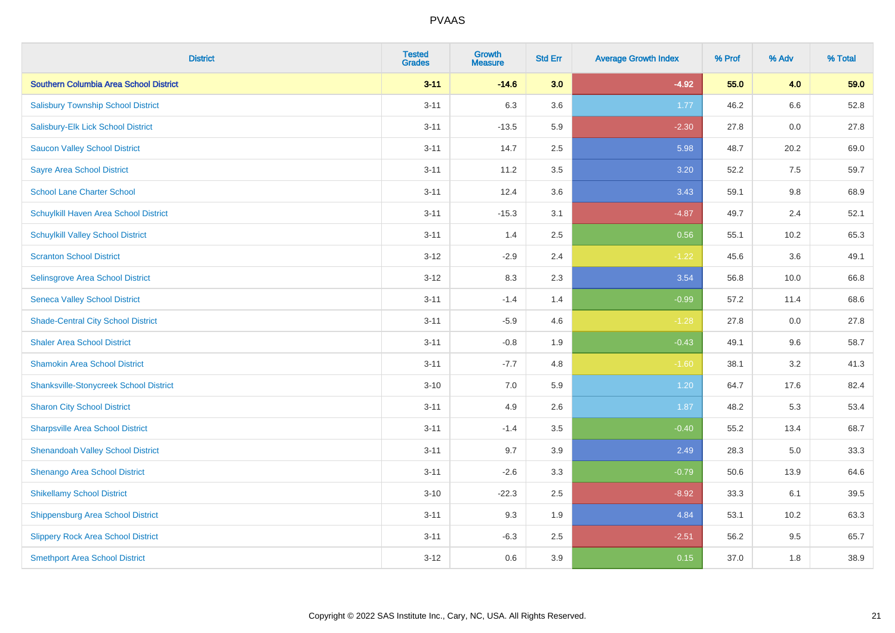# PVAAS

| District | Tested Grades | Growth Measure | Std Err | Average Growth Index | % Prof | % Adv | % Total |
|---|---|---|---|---|---|---|---|
| **Southern Columbia Area School District** | **3-11** | **-14.6** | **3.0** | **-4.92** | **55.0** | **4.0** | **59.0** |
| Salisbury Township School District | 3-11 | 6.3 | 3.6 | 1.77 | 46.2 | 6.6 | 52.8 |
| Salisbury-Elk Lick School District | 3-11 | -13.5 | 5.9 | -2.30 | 27.8 | 0.0 | 27.8 |
| Saucon Valley School District | 3-11 | 14.7 | 2.5 | 5.98 | 48.7 | 20.2 | 69.0 |
| Sayre Area School District | 3-11 | 11.2 | 3.5 | 3.20 | 52.2 | 7.5 | 59.7 |
| School Lane Charter School | 3-11 | 12.4 | 3.6 | 3.43 | 59.1 | 9.8 | 68.9 |
| Schuylkill Haven Area School District | 3-11 | -15.3 | 3.1 | -4.87 | 49.7 | 2.4 | 52.1 |
| Schuylkill Valley School District | 3-11 | 1.4 | 2.5 | 0.56 | 55.1 | 10.2 | 65.3 |
| Scranton School District | 3-12 | -2.9 | 2.4 | -1.22 | 45.6 | 3.6 | 49.1 |
| Selinsgrove Area School District | 3-12 | 8.3 | 2.3 | 3.54 | 56.8 | 10.0 | 66.8 |
| Seneca Valley School District | 3-11 | -1.4 | 1.4 | -0.99 | 57.2 | 11.4 | 68.6 |
| Shade-Central City School District | 3-11 | -5.9 | 4.6 | -1.28 | 27.8 | 0.0 | 27.8 |
| Shaler Area School District | 3-11 | -0.8 | 1.9 | -0.43 | 49.1 | 9.6 | 58.7 |
| Shamokin Area School District | 3-11 | -7.7 | 4.8 | -1.60 | 38.1 | 3.2 | 41.3 |
| Shanksville-Stonycreek School District | 3-10 | 7.0 | 5.9 | 1.20 | 64.7 | 17.6 | 82.4 |
| Sharon City School District | 3-11 | 4.9 | 2.6 | 1.87 | 48.2 | 5.3 | 53.4 |
| Sharpsville Area School District | 3-11 | -1.4 | 3.5 | -0.40 | 55.2 | 13.4 | 68.7 |
| Shenandoah Valley School District | 3-11 | 9.7 | 3.9 | 2.49 | 28.3 | 5.0 | 33.3 |
| Shenango Area School District | 3-11 | -2.6 | 3.3 | -0.79 | 50.6 | 13.9 | 64.6 |
| Shikellamy School District | 3-10 | -22.3 | 2.5 | -8.92 | 33.3 | 6.1 | 39.5 |
| Shippensburg Area School District | 3-11 | 9.3 | 1.9 | 4.84 | 53.1 | 10.2 | 63.3 |
| Slippery Rock Area School District | 3-11 | -6.3 | 2.5 | -2.51 | 56.2 | 9.5 | 65.7 |
| Smethport Area School District | 3-12 | 0.6 | 3.9 | 0.15 | 37.0 | 1.8 | 38.9 |

Copyright © 2022 SAS Institute Inc., Cary, NC, USA. All Rights Reserved.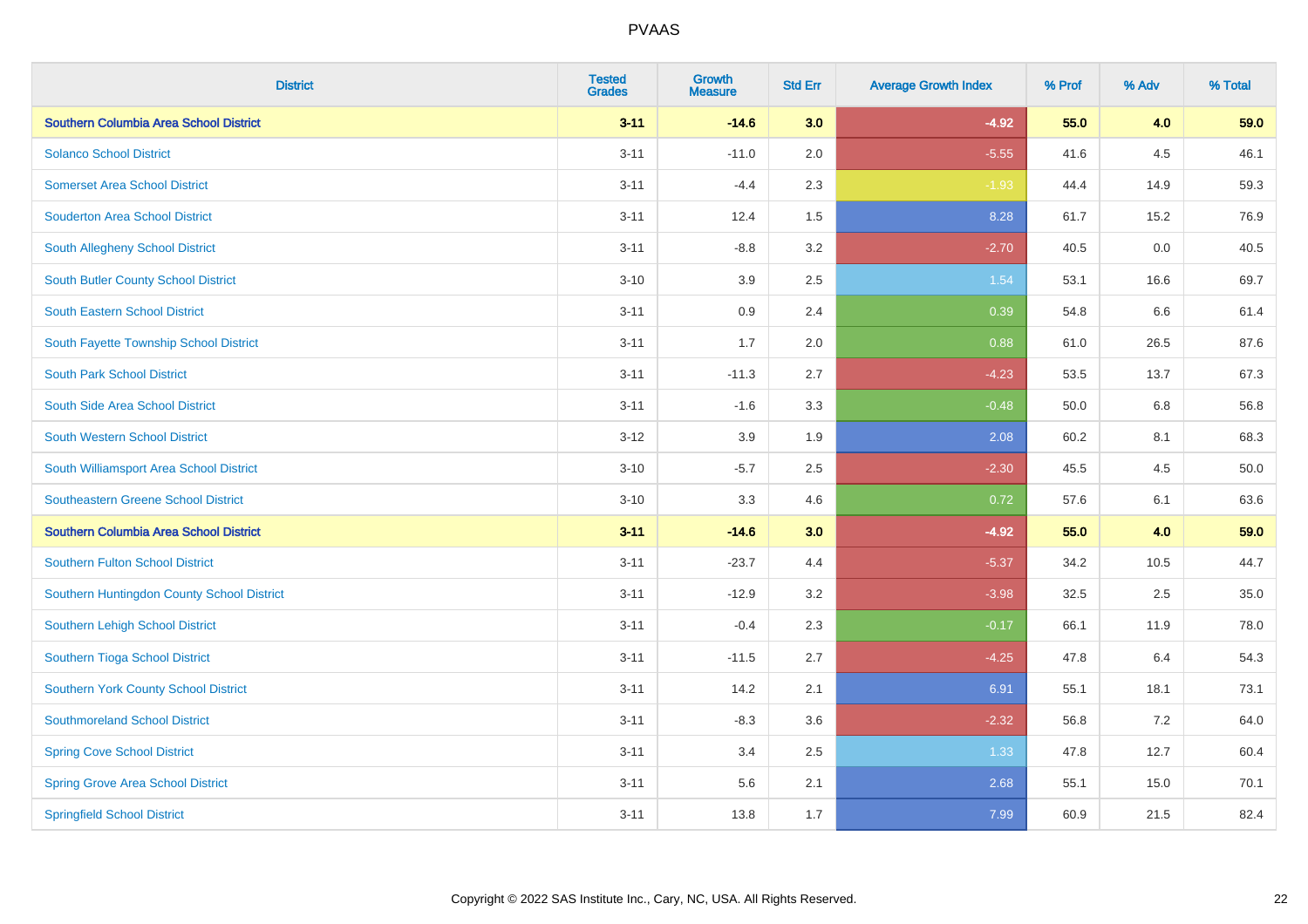# PVAAS

| District | Tested Grades | Growth Measure | Std Err | Average Growth Index | % Prof | % Adv | % Total |
|---|---|---|---|---|---|---|---|
| **Southern Columbia Area School District** | **3-11** | **-14.6** | **3.0** | **-4.92** | **55.0** | **4.0** | **59.0** |
| Solanco School District | 3-11 | -11.0 | 2.0 | -5.55 | 41.6 | 4.5 | 46.1 |
| Somerset Area School District | 3-11 | -4.4 | 2.3 | -1.93 | 44.4 | 14.9 | 59.3 |
| Souderton Area School District | 3-11 | 12.4 | 1.5 | 8.28 | 61.7 | 15.2 | 76.9 |
| South Allegheny School District | 3-11 | -8.8 | 3.2 | -2.70 | 40.5 | 0.0 | 40.5 |
| South Butler County School District | 3-10 | 3.9 | 2.5 | 1.54 | 53.1 | 16.6 | 69.7 |
| South Eastern School District | 3-11 | 0.9 | 2.4 | 0.39 | 54.8 | 6.6 | 61.4 |
| South Fayette Township School District | 3-11 | 1.7 | 2.0 | 0.88 | 61.0 | 26.5 | 87.6 |
| South Park School District | 3-11 | -11.3 | 2.7 | -4.23 | 53.5 | 13.7 | 67.3 |
| South Side Area School District | 3-11 | -1.6 | 3.3 | -0.48 | 50.0 | 6.8 | 56.8 |
| South Western School District | 3-12 | 3.9 | 1.9 | 2.08 | 60.2 | 8.1 | 68.3 |
| South Williamsport Area School District | 3-10 | -5.7 | 2.5 | -2.30 | 45.5 | 4.5 | 50.0 |
| Southeastern Greene School District | 3-10 | 3.3 | 4.6 | 0.72 | 57.6 | 6.1 | 63.6 |
| **Southern Columbia Area School District** | **3-11** | **-14.6** | **3.0** | **-4.92** | **55.0** | **4.0** | **59.0** |
| Southern Fulton School District | 3-11 | -23.7 | 4.4 | -5.37 | 34.2 | 10.5 | 44.7 |
| Southern Huntingdon County School District | 3-11 | -12.9 | 3.2 | -3.98 | 32.5 | 2.5 | 35.0 |
| Southern Lehigh School District | 3-11 | -0.4 | 2.3 | -0.17 | 66.1 | 11.9 | 78.0 |
| Southern Tioga School District | 3-11 | -11.5 | 2.7 | -4.25 | 47.8 | 6.4 | 54.3 |
| Southern York County School District | 3-11 | 14.2 | 2.1 | 6.91 | 55.1 | 18.1 | 73.1 |
| Southmoreland School District | 3-11 | -8.3 | 3.6 | -2.32 | 56.8 | 7.2 | 64.0 |
| Spring Cove School District | 3-11 | 3.4 | 2.5 | 1.33 | 47.8 | 12.7 | 60.4 |
| Spring Grove Area School District | 3-11 | 5.6 | 2.1 | 2.68 | 55.1 | 15.0 | 70.1 |
| Springfield School District | 3-11 | 13.8 | 1.7 | 7.99 | 60.9 | 21.5 | 82.4 |

Copyright © 2022 SAS Institute Inc., Cary, NC, USA. All Rights Reserved.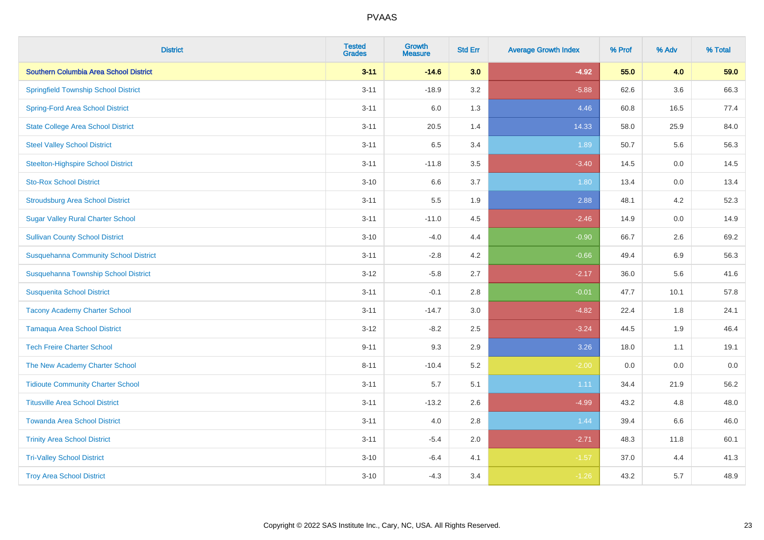| District | Tested Grades | Growth Measure | Std Err | Average Growth Index | % Prof | % Adv | % Total |
|---|---|---|---|---|---|---|---|
| **Southern Columbia Area School District** | **3-11** | **-14.6** | **3.0** | **-4.92** | **55.0** | **4.0** | **59.0** |
| Springfield Township School District | 3-11 | -18.9 | 3.2 | -5.88 | 62.6 | 3.6 | 66.3 |
| Spring-Ford Area School District | 3-11 | 6.0 | 1.3 | 4.46 | 60.8 | 16.5 | 77.4 |
| State College Area School District | 3-11 | 20.5 | 1.4 | 14.33 | 58.0 | 25.9 | 84.0 |
| Steel Valley School District | 3-11 | 6.5 | 3.4 | 1.89 | 50.7 | 5.6 | 56.3 |
| Steelton-Highspire School District | 3-11 | -11.8 | 3.5 | -3.40 | 14.5 | 0.0 | 14.5 |
| Sto-Rox School District | 3-10 | 6.6 | 3.7 | 1.80 | 13.4 | 0.0 | 13.4 |
| Stroudsburg Area School District | 3-11 | 5.5 | 1.9 | 2.88 | 48.1 | 4.2 | 52.3 |
| Sugar Valley Rural Charter School | 3-11 | -11.0 | 4.5 | -2.46 | 14.9 | 0.0 | 14.9 |
| Sullivan County School District | 3-10 | -4.0 | 4.4 | -0.90 | 66.7 | 2.6 | 69.2 |
| Susquehanna Community School District | 3-11 | -2.8 | 4.2 | -0.66 | 49.4 | 6.9 | 56.3 |
| Susquehanna Township School District | 3-12 | -5.8 | 2.7 | -2.17 | 36.0 | 5.6 | 41.6 |
| Susquenita School District | 3-11 | -0.1 | 2.8 | -0.01 | 47.7 | 10.1 | 57.8 |
| Tacony Academy Charter School | 3-11 | -14.7 | 3.0 | -4.82 | 22.4 | 1.8 | 24.1 |
| Tamaqua Area School District | 3-12 | -8.2 | 2.5 | -3.24 | 44.5 | 1.9 | 46.4 |
| Tech Freire Charter School | 9-11 | 9.3 | 2.9 | 3.26 | 18.0 | 1.1 | 19.1 |
| The New Academy Charter School | 8-11 | -10.4 | 5.2 | -2.00 | 0.0 | 0.0 | 0.0 |
| Tidioute Community Charter School | 3-11 | 5.7 | 5.1 | 1.11 | 34.4 | 21.9 | 56.2 |
| Titusville Area School District | 3-11 | -13.2 | 2.6 | -4.99 | 43.2 | 4.8 | 48.0 |
| Towanda Area School District | 3-11 | 4.0 | 2.8 | 1.44 | 39.4 | 6.6 | 46.0 |
| Trinity Area School District | 3-11 | -5.4 | 2.0 | -2.71 | 48.3 | 11.8 | 60.1 |
| Tri-Valley School District | 3-10 | -6.4 | 4.1 | -1.57 | 37.0 | 4.4 | 41.3 |
| Troy Area School District | 3-10 | -4.3 | 3.4 | -1.26 | 43.2 | 5.7 | 48.9 |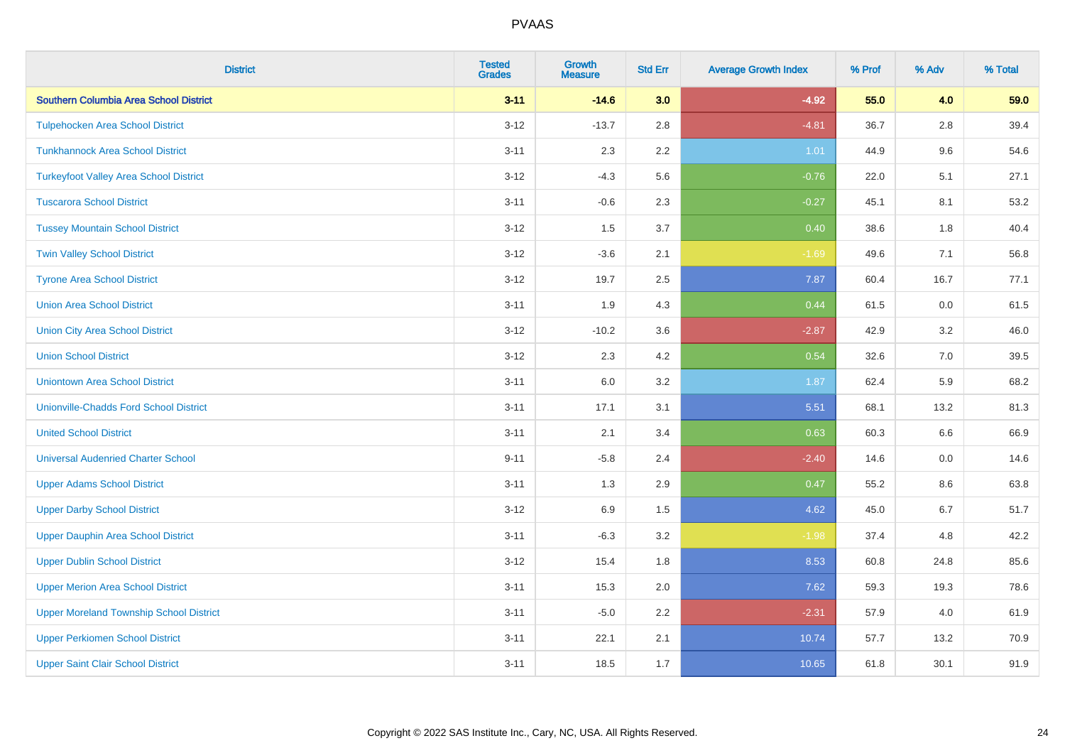# PVAAS

| District | Tested Grades | Growth Measure | Std Err | Average Growth Index | % Prof | % Adv | % Total |
|---|---|---|---|---|---|---|---|
| **Southern Columbia Area School District** | **3-11** | **-14.6** | **3.0** | **-4.92** | **55.0** | **4.0** | **59.0** |
| Tulpehocken Area School District | 3-12 | -13.7 | 2.8 | -4.81 | 36.7 | 2.8 | 39.4 |
| Tunkhannock Area School District | 3-11 | 2.3 | 2.2 | 1.01 | 44.9 | 9.6 | 54.6 |
| Turkeyfoot Valley Area School District | 3-12 | -4.3 | 5.6 | -0.76 | 22.0 | 5.1 | 27.1 |
| Tuscarora School District | 3-11 | -0.6 | 2.3 | -0.27 | 45.1 | 8.1 | 53.2 |
| Tussey Mountain School District | 3-12 | 1.5 | 3.7 | 0.40 | 38.6 | 1.8 | 40.4 |
| Twin Valley School District | 3-12 | -3.6 | 2.1 | -1.69 | 49.6 | 7.1 | 56.8 |
| Tyrone Area School District | 3-12 | 19.7 | 2.5 | 7.87 | 60.4 | 16.7 | 77.1 |
| Union Area School District | 3-11 | 1.9 | 4.3 | 0.44 | 61.5 | 0.0 | 61.5 |
| Union City Area School District | 3-12 | -10.2 | 3.6 | -2.87 | 42.9 | 3.2 | 46.0 |
| Union School District | 3-12 | 2.3 | 4.2 | 0.54 | 32.6 | 7.0 | 39.5 |
| Uniontown Area School District | 3-11 | 6.0 | 3.2 | 1.87 | 62.4 | 5.9 | 68.2 |
| Unionville-Chadds Ford School District | 3-11 | 17.1 | 3.1 | 5.51 | 68.1 | 13.2 | 81.3 |
| United School District | 3-11 | 2.1 | 3.4 | 0.63 | 60.3 | 6.6 | 66.9 |
| Universal Audenried Charter School | 9-11 | -5.8 | 2.4 | -2.40 | 14.6 | 0.0 | 14.6 |
| Upper Adams School District | 3-11 | 1.3 | 2.9 | 0.47 | 55.2 | 8.6 | 63.8 |
| Upper Darby School District | 3-12 | 6.9 | 1.5 | 4.62 | 45.0 | 6.7 | 51.7 |
| Upper Dauphin Area School District | 3-11 | -6.3 | 3.2 | -1.98 | 37.4 | 4.8 | 42.2 |
| Upper Dublin School District | 3-12 | 15.4 | 1.8 | 8.53 | 60.8 | 24.8 | 85.6 |
| Upper Merion Area School District | 3-11 | 15.3 | 2.0 | 7.62 | 59.3 | 19.3 | 78.6 |
| Upper Moreland Township School District | 3-11 | -5.0 | 2.2 | -2.31 | 57.9 | 4.0 | 61.9 |
| Upper Perkiomen School District | 3-11 | 22.1 | 2.1 | 10.74 | 57.7 | 13.2 | 70.9 |
| Upper Saint Clair School District | 3-11 | 18.5 | 1.7 | 10.65 | 61.8 | 30.1 | 91.9 |

Copyright © 2022 SAS Institute Inc., Cary, NC, USA. All Rights Reserved.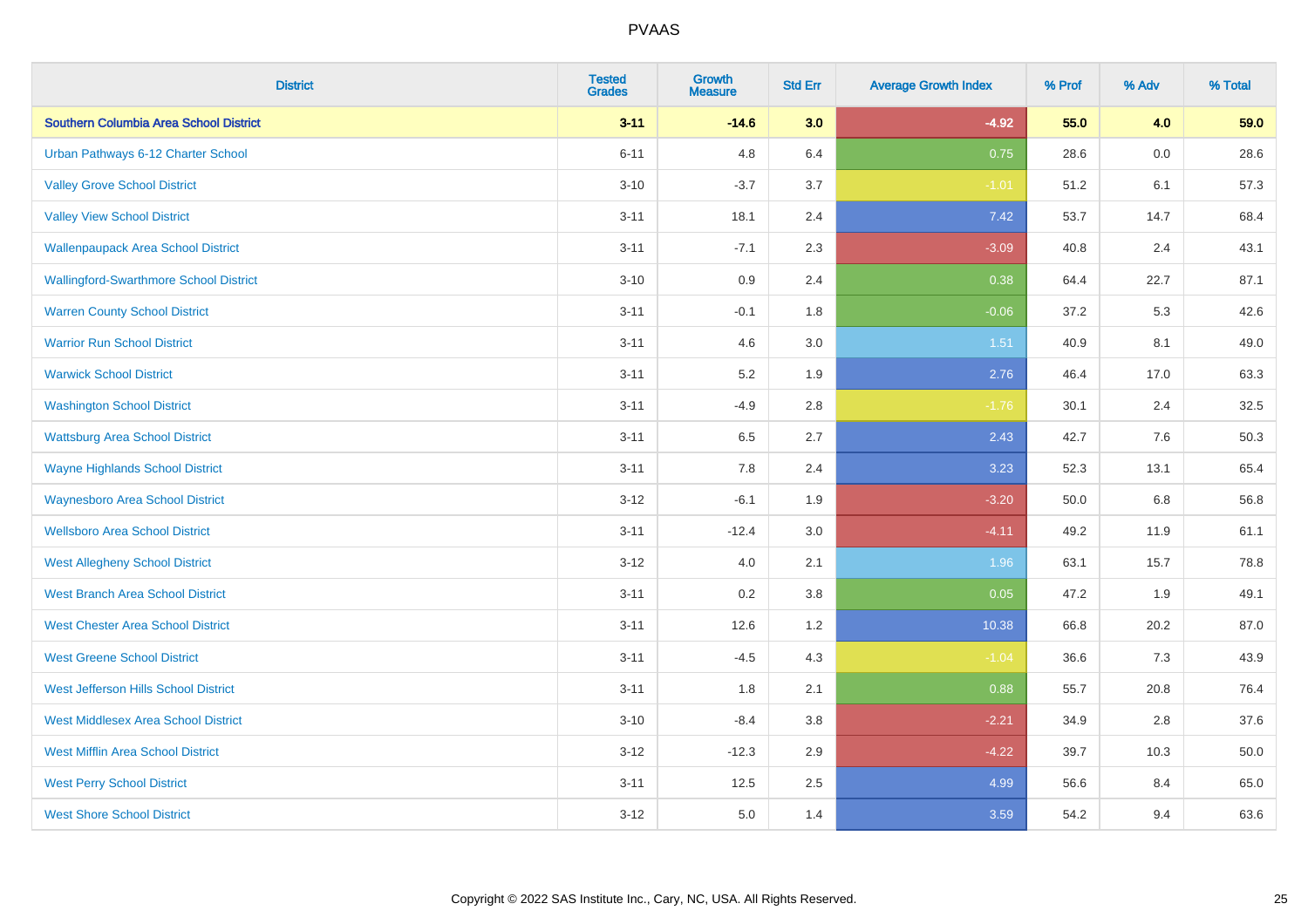# PVAAS

| District | Tested Grades | Growth Measure | Std Err | Average Growth Index | % Prof | % Adv | % Total |
|---|---|---|---|---|---|---|---|
| **Southern Columbia Area School District** | **3-11** | **-14.6** | **3.0** | **-4.92** | **55.0** | **4.0** | **59.0** |
| Urban Pathways 6-12 Charter School | 6-11 | 4.8 | 6.4 | 0.75 | 28.6 | 0.0 | 28.6 |
| Valley Grove School District | 3-10 | -3.7 | 3.7 | -1.01 | 51.2 | 6.1 | 57.3 |
| Valley View School District | 3-11 | 18.1 | 2.4 | 7.42 | 53.7 | 14.7 | 68.4 |
| Wallenpaupack Area School District | 3-11 | -7.1 | 2.3 | -3.09 | 40.8 | 2.4 | 43.1 |
| Wallingford-Swarthmore School District | 3-10 | 0.9 | 2.4 | 0.38 | 64.4 | 22.7 | 87.1 |
| Warren County School District | 3-11 | -0.1 | 1.8 | -0.06 | 37.2 | 5.3 | 42.6 |
| Warrior Run School District | 3-11 | 4.6 | 3.0 | 1.51 | 40.9 | 8.1 | 49.0 |
| Warwick School District | 3-11 | 5.2 | 1.9 | 2.76 | 46.4 | 17.0 | 63.3 |
| Washington School District | 3-11 | -4.9 | 2.8 | -1.76 | 30.1 | 2.4 | 32.5 |
| Wattsburg Area School District | 3-11 | 6.5 | 2.7 | 2.43 | 42.7 | 7.6 | 50.3 |
| Wayne Highlands School District | 3-11 | 7.8 | 2.4 | 3.23 | 52.3 | 13.1 | 65.4 |
| Waynesboro Area School District | 3-12 | -6.1 | 1.9 | -3.20 | 50.0 | 6.8 | 56.8 |
| Wellsboro Area School District | 3-11 | -12.4 | 3.0 | -4.11 | 49.2 | 11.9 | 61.1 |
| West Allegheny School District | 3-12 | 4.0 | 2.1 | 1.96 | 63.1 | 15.7 | 78.8 |
| West Branch Area School District | 3-11 | 0.2 | 3.8 | 0.05 | 47.2 | 1.9 | 49.1 |
| West Chester Area School District | 3-11 | 12.6 | 1.2 | 10.38 | 66.8 | 20.2 | 87.0 |
| West Greene School District | 3-11 | -4.5 | 4.3 | -1.04 | 36.6 | 7.3 | 43.9 |
| West Jefferson Hills School District | 3-11 | 1.8 | 2.1 | 0.88 | 55.7 | 20.8 | 76.4 |
| West Middlesex Area School District | 3-10 | -8.4 | 3.8 | -2.21 | 34.9 | 2.8 | 37.6 |
| West Mifflin Area School District | 3-12 | -12.3 | 2.9 | -4.22 | 39.7 | 10.3 | 50.0 |
| West Perry School District | 3-11 | 12.5 | 2.5 | 4.99 | 56.6 | 8.4 | 65.0 |
| West Shore School District | 3-12 | 5.0 | 1.4 | 3.59 | 54.2 | 9.4 | 63.6 |

Copyright © 2022 SAS Institute Inc., Cary, NC, USA. All Rights Reserved.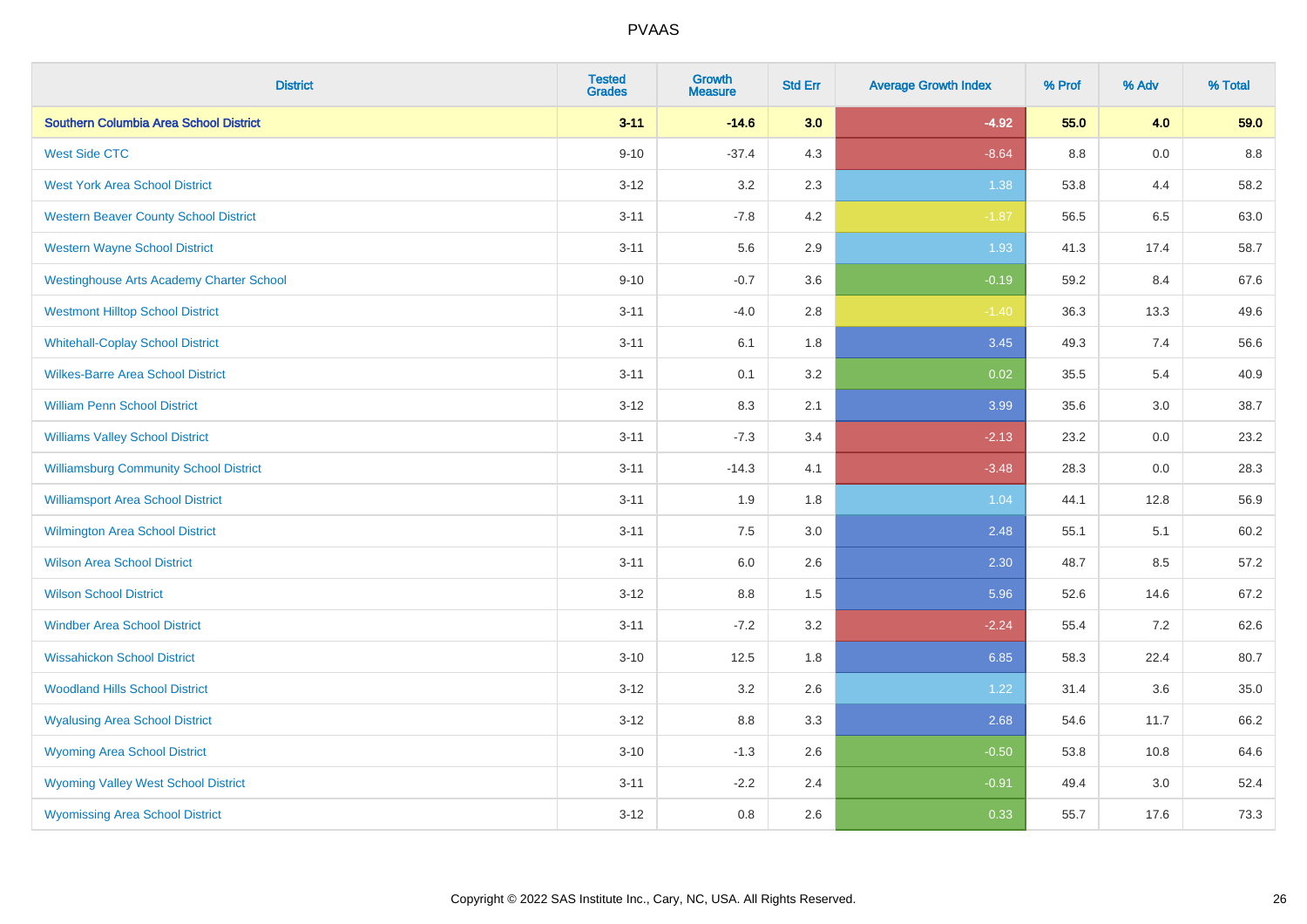| District | Tested Grades | Growth Measure | Std Err | Average Growth Index | % Prof | % Adv | % Total |
|---|---|---|---|---|---|---|---|
| **Southern Columbia Area School District** | **3-11** | **-14.6** | **3.0** | **-4.92** | **55.0** | **4.0** | **59.0** |
| West Side CTC | 9-10 | -37.4 | 4.3 | -8.64 | 8.8 | 0.0 | 8.8 |
| West York Area School District | 3-12 | 3.2 | 2.3 | 1.38 | 53.8 | 4.4 | 58.2 |
| Western Beaver County School District | 3-11 | -7.8 | 4.2 | -1.87 | 56.5 | 6.5 | 63.0 |
| Western Wayne School District | 3-11 | 5.6 | 2.9 | 1.93 | 41.3 | 17.4 | 58.7 |
| Westinghouse Arts Academy Charter School | 9-10 | -0.7 | 3.6 | -0.19 | 59.2 | 8.4 | 67.6 |
| Westmont Hilltop School District | 3-11 | -4.0 | 2.8 | -1.40 | 36.3 | 13.3 | 49.6 |
| Whitehall-Coplay School District | 3-11 | 6.1 | 1.8 | 3.45 | 49.3 | 7.4 | 56.6 |
| Wilkes-Barre Area School District | 3-11 | 0.1 | 3.2 | 0.02 | 35.5 | 5.4 | 40.9 |
| William Penn School District | 3-12 | 8.3 | 2.1 | 3.99 | 35.6 | 3.0 | 38.7 |
| Williams Valley School District | 3-11 | -7.3 | 3.4 | -2.13 | 23.2 | 0.0 | 23.2 |
| Williamsburg Community School District | 3-11 | -14.3 | 4.1 | -3.48 | 28.3 | 0.0 | 28.3 |
| Williamsport Area School District | 3-11 | 1.9 | 1.8 | 1.04 | 44.1 | 12.8 | 56.9 |
| Wilmington Area School District | 3-11 | 7.5 | 3.0 | 2.48 | 55.1 | 5.1 | 60.2 |
| Wilson Area School District | 3-11 | 6.0 | 2.6 | 2.30 | 48.7 | 8.5 | 57.2 |
| Wilson School District | 3-12 | 8.8 | 1.5 | 5.96 | 52.6 | 14.6 | 67.2 |
| Windber Area School District | 3-11 | -7.2 | 3.2 | -2.24 | 55.4 | 7.2 | 62.6 |
| Wissahickon School District | 3-10 | 12.5 | 1.8 | 6.85 | 58.3 | 22.4 | 80.7 |
| Woodland Hills School District | 3-12 | 3.2 | 2.6 | 1.22 | 31.4 | 3.6 | 35.0 |
| Wyalusing Area School District | 3-12 | 8.8 | 3.3 | 2.68 | 54.6 | 11.7 | 66.2 |
| Wyoming Area School District | 3-10 | -1.3 | 2.6 | -0.50 | 53.8 | 10.8 | 64.6 |
| Wyoming Valley West School District | 3-11 | -2.2 | 2.4 | -0.91 | 49.4 | 3.0 | 52.4 |
| Wyomissing Area School District | 3-12 | 0.8 | 2.6 | 0.33 | 55.7 | 17.6 | 73.3 |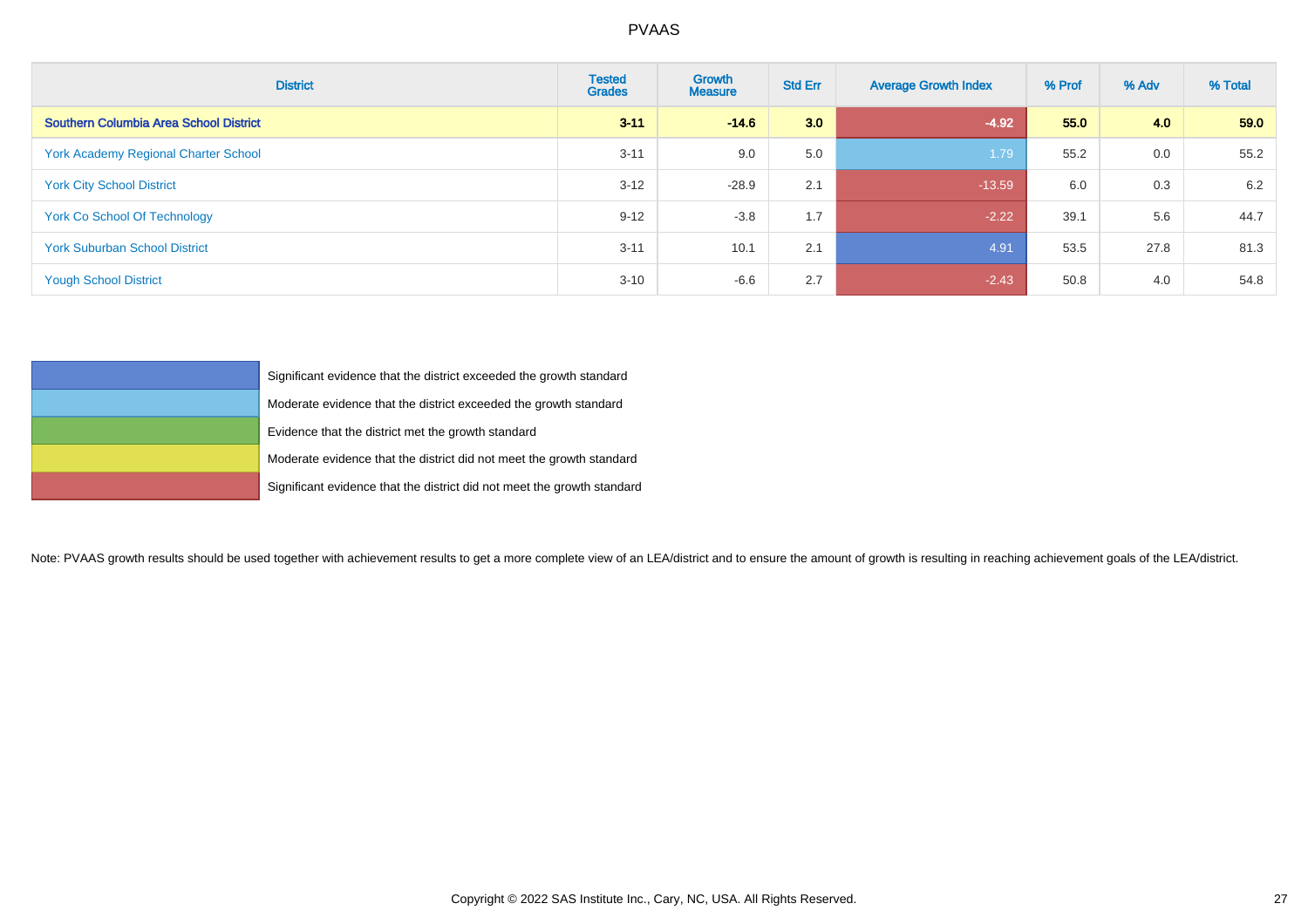# PVAAS

| District | Tested Grades | Growth Measure | Std Err | Average Growth Index | % Prof | % Adv | % Total |
|---|---|---|---|---|---|---|---|
| **Southern Columbia Area School District** | **3-11** | **-14.6** | **3.0** | **-4.92** | **55.0** | **4.0** | **59.0** |
| York Academy Regional Charter School | 3-11 | 9.0 | 5.0 | 1.79 | 55.2 | 0.0 | 55.2 |
| York City School District | 3-12 | -28.9 | 2.1 | -13.59 | 6.0 | 0.3 | 6.2 |
| York Co School Of Technology | 9-12 | -3.8 | 1.7 | -2.22 | 39.1 | 5.6 | 44.7 |
| York Suburban School District | 3-11 | 10.1 | 2.1 | 4.91 | 53.5 | 27.8 | 81.3 |
| Yough School District | 3-10 | -6.6 | 2.7 | -2.43 | 50.8 | 4.0 | 54.8 |

Significant evidence that the district exceeded the growth standard

Moderate evidence that the district exceeded the growth standard

Evidence that the district met the growth standard

Moderate evidence that the district did not meet the growth standard

Significant evidence that the district did not meet the growth standard

Note: PVAAS growth results should be used together with achievement results to get a more complete view of an LEA/district and to ensure the amount of growth is resulting in reaching achievement goals of the LEA/district.

Copyright © 2022 SAS Institute Inc., Cary, NC, USA. All Rights Reserved.